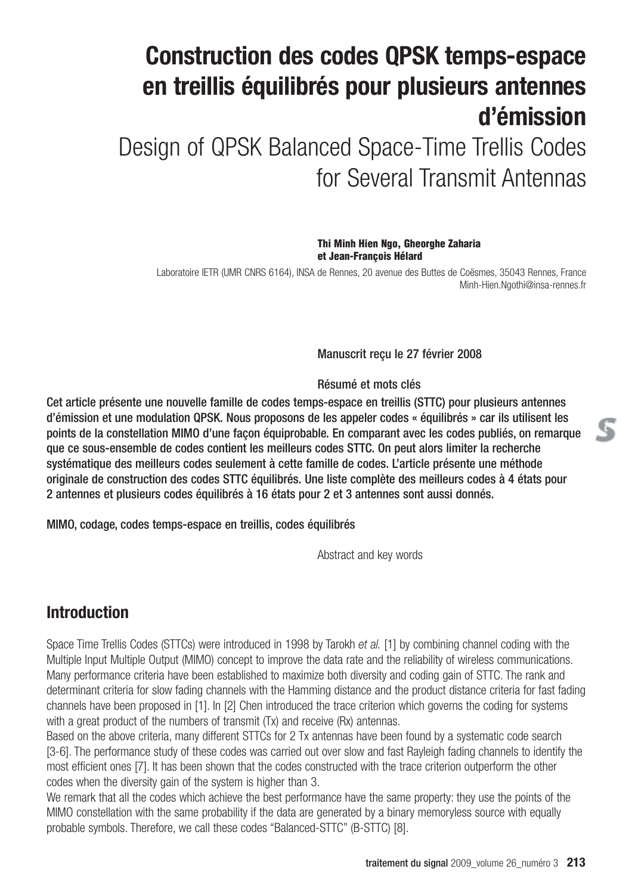# Construction des codes QPSK temps-espace en treillis équilibrés pour plusieurs antennes d'émission

## Design of QPSK Balanced Space-Time Trellis Codes for Several Transmit Antennas

**Thi Minh Hien Ngo, Gheorghe Zaharia et Jean-François Hélard**

Laboratoire IETR (UMR CNRS 6164), INSA de Rennes, 20 avenue des Buttes de Coësmes, 35043 Rennes, France
Minh-Hien.Ngothi@insa-rennes.fr

Manuscrit reçu le 27 février 2008

Résumé et mots clés

**Cet article présente une nouvelle famille de codes temps-espace en treillis (STTC) pour plusieurs antennes d'émission et une modulation QPSK. Nous proposons de les appeler codes « équilibrés » car ils utilisent les points de la constellation MIMO d'une façon équiprobable. En comparant avec les codes publiés, on remarque que ce sous-ensemble de codes contient les meilleurs codes STTC. On peut alors limiter la recherche systématique des meilleurs codes seulement à cette famille de codes. L'article présente une méthode originale de construction des codes STTC équilibrés. Une liste complète des meilleurs codes à 4 états pour 2 antennes et plusieurs codes équilibrés à 16 états pour 2 et 3 antennes sont aussi donnés.**

**MIMO, codage, codes temps-espace en treillis, codes équilibrés**

Abstract and key words

## Introduction

Space Time Trellis Codes (STTCs) were introduced in 1998 by Tarokh *et al.* [1] by combining channel coding with the Multiple Input Multiple Output (MIMO) concept to improve the data rate and the reliability of wireless communications. Many performance criteria have been established to maximize both diversity and coding gain of STTC. The rank and determinant criteria for slow fading channels with the Hamming distance and the product distance criteria for fast fading channels have been proposed in [1]. In [2] Chen introduced the trace criterion which governs the coding for systems with a great product of the numbers of transmit (Tx) and receive (Rx) antennas.

Based on the above criteria, many different STTCs for 2 Tx antennas have been found by a systematic code search [3-6]. The performance study of these codes was carried out over slow and fast Rayleigh fading channels to identify the most efficient ones [7]. It has been shown that the codes constructed with the trace criterion outperform the other codes when the diversity gain of the system is higher than 3.

We remark that all the codes which achieve the best performance have the same property: they use the points of the MIMO constellation with the same probability if the data are generated by a binary memoryless source with equally probable symbols. Therefore, we call these codes "Balanced-STTC" (B-STTC) [8].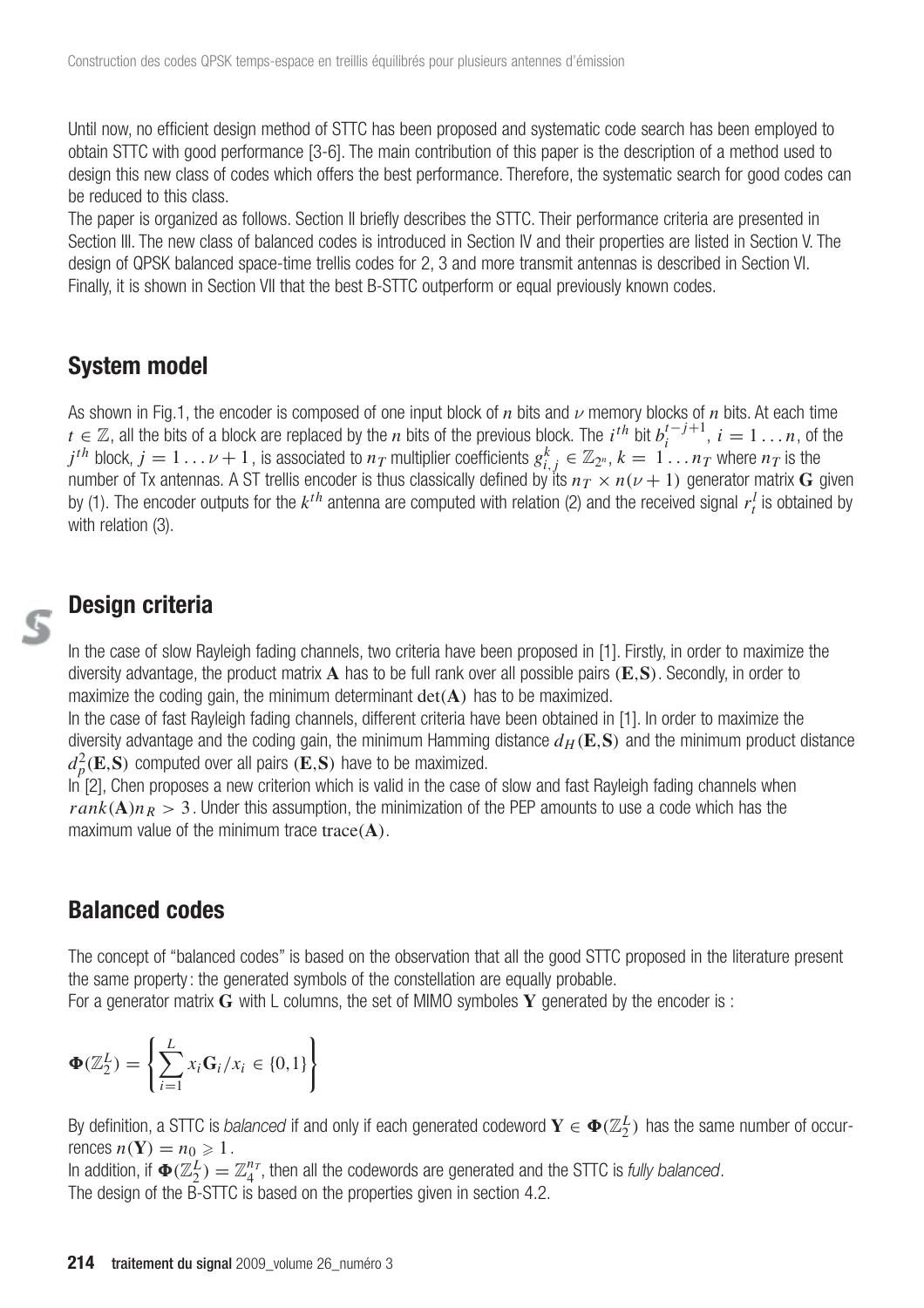Until now, no efficient design method of STTC has been proposed and systematic code search has been employed to obtain STTC with good performance [3-6]. The main contribution of this paper is the description of a method used to design this new class of codes which offers the best performance. Therefore, the systematic search for good codes can be reduced to this class.

The paper is organized as follows. Section II briefly describes the STTC. Their performance criteria are presented in Section III. The new class of balanced codes is introduced in Section IV and their properties are listed in Section V. The design of QPSK balanced space-time trellis codes for 2, 3 and more transmit antennas is described in Section VI. Finally, it is shown in Section VII that the best B-STTC outperform or equal previously known codes.

## System model

As shown in Fig.1, the encoder is composed of one input block of $n$ bits and $\nu$ memory blocks of $n$ bits. At each time $t \in \mathbb{Z}$, all the bits of a block are replaced by the $n$ bits of the previous block. The $i^{th}$ bit $b_i^{t-j+1}$, $i = 1 \ldots n$, of the $j^{th}$ block, $j = 1 \ldots \nu + 1$, is associated to $n_T$ multiplier coefficients $g_{i,j}^k \in \mathbb{Z}_{2^n}$, $k = 1 \ldots n_T$ where $n_T$ is the number of Tx antennas. A ST trellis encoder is thus classically defined by its $n_T \times n(\nu + 1)$ generator matrix $\mathbf{G}$ given by (1). The encoder outputs for the $k^{th}$ antenna are computed with relation (2) and the received signal $r_t^l$ is obtained by with relation (3).

## Design criteria

In the case of slow Rayleigh fading channels, two criteria have been proposed in [1]. Firstly, in order to maximize the diversity advantage, the product matrix $\mathbf{A}$ has to be full rank over all possible pairs $(\mathbf{E},\mathbf{S})$. Secondly, in order to maximize the coding gain, the minimum determinant $\det(\mathbf{A})$ has to be maximized.

In the case of fast Rayleigh fading channels, different criteria have been obtained in [1]. In order to maximize the diversity advantage and the coding gain, the minimum Hamming distance $d_H(\mathbf{E},\mathbf{S})$ and the minimum product distance $d_p^2(\mathbf{E},\mathbf{S})$ computed over all pairs $(\mathbf{E},\mathbf{S})$ have to be maximized.

In [2], Chen proposes a new criterion which is valid in the case of slow and fast Rayleigh fading channels when $rank(\mathbf{A})n_R > 3$. Under this assumption, the minimization of the PEP amounts to use a code which has the maximum value of the minimum trace $\text{trace}(\mathbf{A})$.

## Balanced codes

The concept of "balanced codes" is based on the observation that all the good STTC proposed in the literature present the same property : the generated symbols of the constellation are equally probable.

For a generator matrix $\mathbf{G}$ with L columns, the set of MIMO symboles $\mathbf{Y}$ generated by the encoder is :

$$\mathbf{\Phi}(\mathbb{Z}_2^L) = \left\{ \sum_{i=1}^{L} x_i \mathbf{G}_i / x_i \in \{0,1\} \right\}$$

By definition, a STTC is *balanced* if and only if each generated codeword $\mathbf{Y} \in \mathbf{\Phi}(\mathbb{Z}_2^L)$ has the same number of occurrences $n(\mathbf{Y}) = n_0 \geqslant 1$.

In addition, if $\mathbf{\Phi}(\mathbb{Z}_2^L) = \mathbb{Z}_4^{n_T}$, then all the codewords are generated and the STTC is *fully balanced*.

The design of the B-STTC is based on the properties given in section 4.2.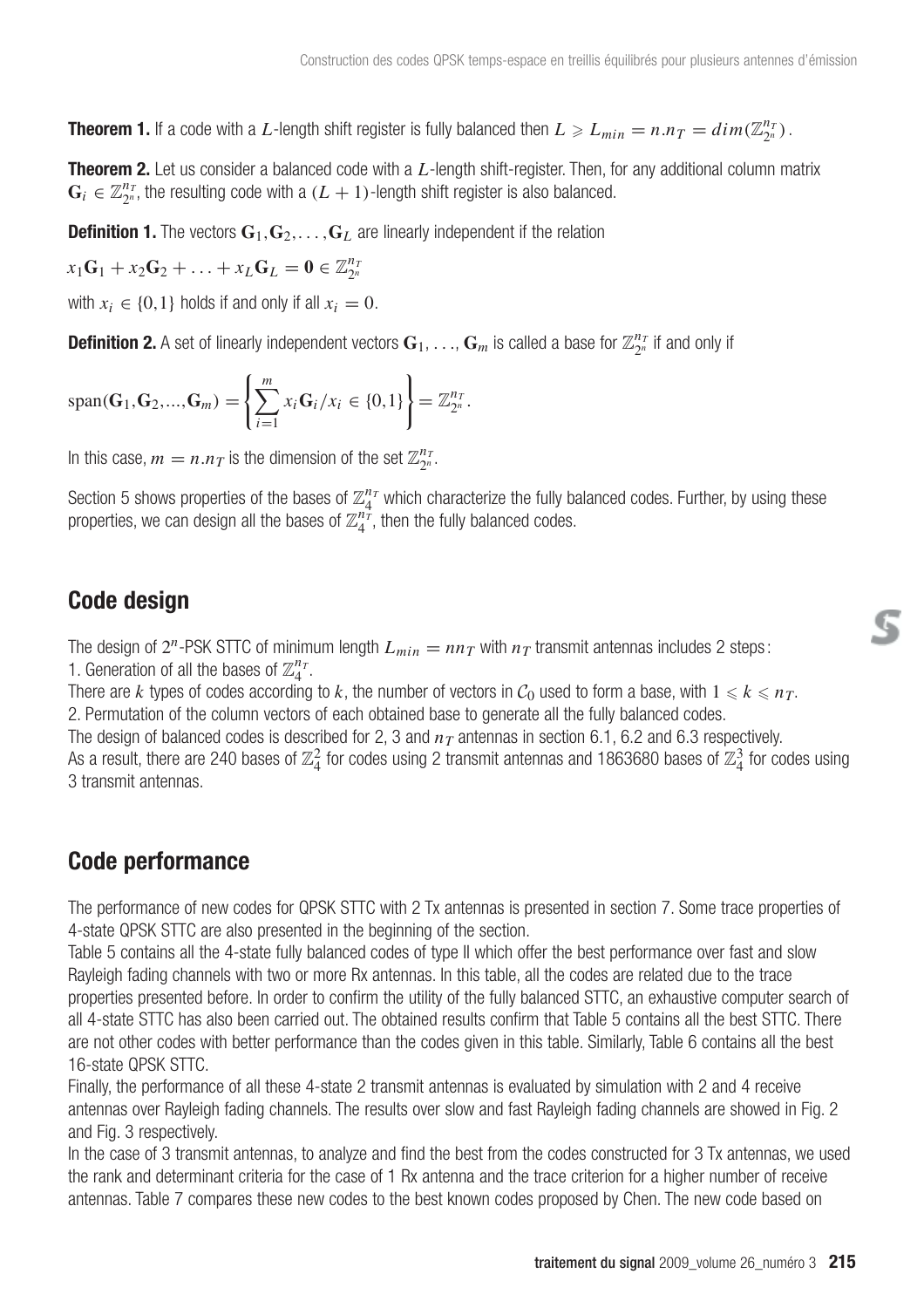**Theorem 1.** If a code with a $L$-length shift register is fully balanced then $L \geqslant L_{min} = n.n_T = dim(\mathbb{Z}_{2^n}^{n_T})$.

**Theorem 2.** Let us consider a balanced code with a $L$-length shift-register. Then, for any additional column matrix $\mathbf{G}_i \in \mathbb{Z}_{2^n}^{n_T}$, the resulting code with a $(L+1)$-length shift register is also balanced.

**Definition 1.** The vectors $\mathbf{G}_1, \mathbf{G}_2, \ldots, \mathbf{G}_L$ are linearly independent if the relation

$$x_1\mathbf{G}_1 + x_2\mathbf{G}_2 + \ldots + x_L\mathbf{G}_L = \mathbf{0} \in \mathbb{Z}_{2^n}^{n_T}$$

with $x_i \in \{0,1\}$ holds if and only if all $x_i = 0$.

**Definition 2.** A set of linearly independent vectors $\mathbf{G}_1, \ldots, \mathbf{G}_m$ is called a base for $\mathbb{Z}_{2^n}^{n_T}$ if and only if

$$\text{span}(\mathbf{G}_1, \mathbf{G}_2, ..., \mathbf{G}_m) = \left\{ \sum_{i=1}^{m} x_i \mathbf{G}_i / x_i \in \{0,1\} \right\} = \mathbb{Z}_{2^n}^{n_T}.$$

In this case, $m = n.n_T$ is the dimension of the set $\mathbb{Z}_{2^n}^{n_T}$.

Section 5 shows properties of the bases of $\mathbb{Z}_4^{n_T}$ which characterize the fully balanced codes. Further, by using these properties, we can design all the bases of $\mathbb{Z}_4^{n_T}$, then the fully balanced codes.

## Code design

The design of $2^n$-PSK STTC of minimum length $L_{min} = nn_T$ with $n_T$ transmit antennas includes 2 steps:

1. Generation of all the bases of $\mathbb{Z}_4^{n_T}$.

There are $k$ types of codes according to $k$, the number of vectors in $\mathcal{C}_0$ used to form a base, with $1 \leqslant k \leqslant n_T$.

2. Permutation of the column vectors of each obtained base to generate all the fully balanced codes.

The design of balanced codes is described for 2, 3 and $n_T$ antennas in section 6.1, 6.2 and 6.3 respectively.
As a result, there are 240 bases of $\mathbb{Z}_4^2$ for codes using 2 transmit antennas and 1863680 bases of $\mathbb{Z}_4^3$ for codes using 3 transmit antennas.

## Code performance

The performance of new codes for QPSK STTC with 2 Tx antennas is presented in section 7. Some trace properties of 4-state QPSK STTC are also presented in the beginning of the section.
Table 5 contains all the 4-state fully balanced codes of type II which offer the best performance over fast and slow Rayleigh fading channels with two or more Rx antennas. In this table, all the codes are related due to the trace properties presented before. In order to confirm the utility of the fully balanced STTC, an exhaustive computer search of all 4-state STTC has also been carried out. The obtained results confirm that Table 5 contains all the best STTC. There are not other codes with better performance than the codes given in this table. Similarly, Table 6 contains all the best 16-state QPSK STTC.
Finally, the performance of all these 4-state 2 transmit antennas is evaluated by simulation with 2 and 4 receive antennas over Rayleigh fading channels. The results over slow and fast Rayleigh fading channels are showed in Fig. 2 and Fig. 3 respectively.
In the case of 3 transmit antennas, to analyze and find the best from the codes constructed for 3 Tx antennas, we used the rank and determinant criteria for the case of 1 Rx antenna and the trace criterion for a higher number of receive antennas. Table 7 compares these new codes to the best known codes proposed by Chen. The new code based on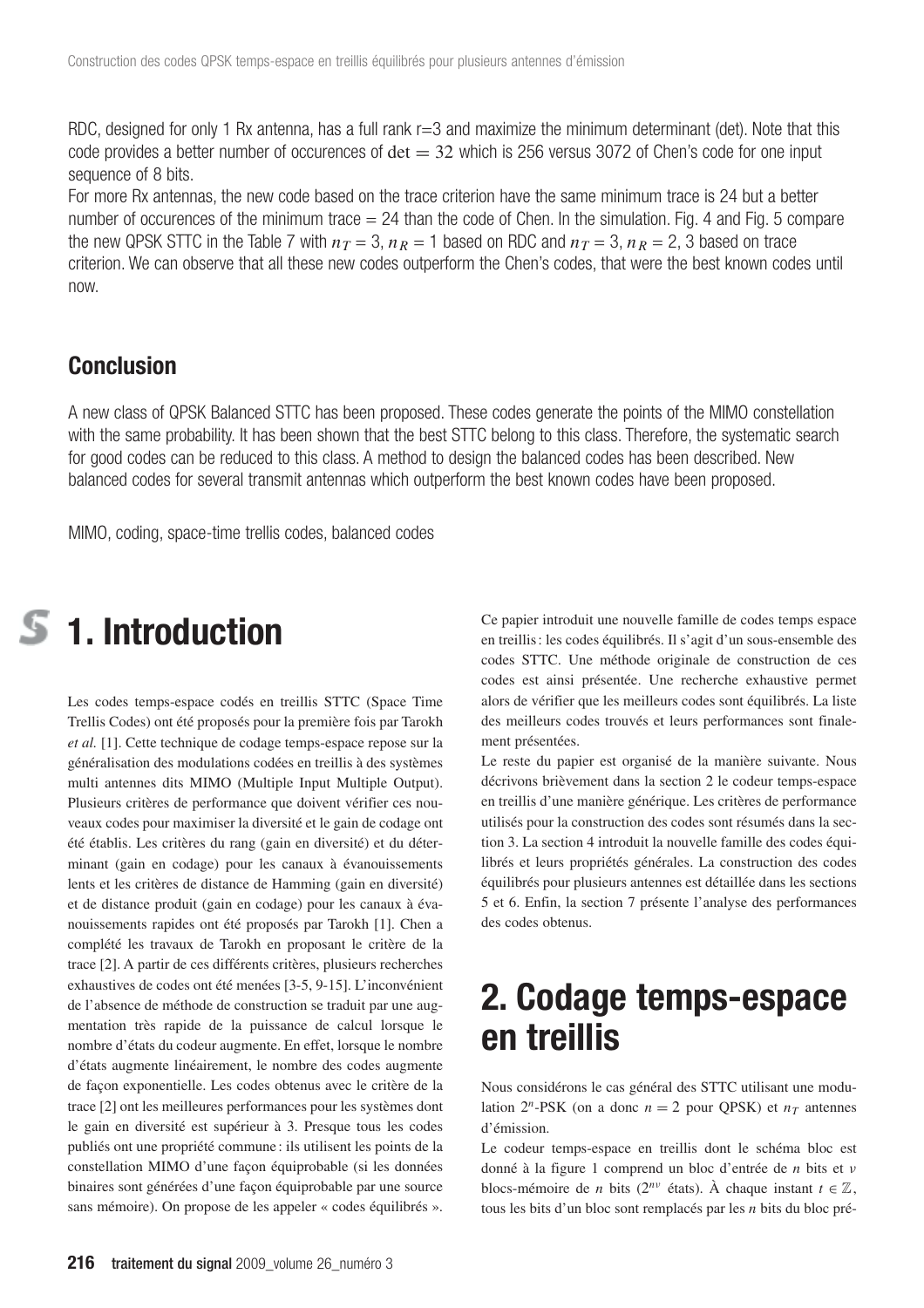RDC, designed for only 1 Rx antenna, has a full rank r=3 and maximize the minimum determinant (det). Note that this code provides a better number of occurences of $\det = 32$ which is 256 versus 3072 of Chen's code for one input sequence of 8 bits.

For more Rx antennas, the new code based on the trace criterion have the same minimum trace is 24 but a better number of occurences of the minimum trace = 24 than the code of Chen. In the simulation. Fig. 4 and Fig. 5 compare the new QPSK STTC in the Table 7 with $n_T = 3$, $n_R = 1$ based on RDC and $n_T = 3$, $n_R = 2, 3$ based on trace criterion. We can observe that all these new codes outperform the Chen's codes, that were the best known codes until now.

## Conclusion

A new class of QPSK Balanced STTC has been proposed. These codes generate the points of the MIMO constellation with the same probability. It has been shown that the best STTC belong to this class. Therefore, the systematic search for good codes can be reduced to this class. A method to design the balanced codes has been described. New balanced codes for several transmit antennas which outperform the best known codes have been proposed.

MIMO, coding, space-time trellis codes, balanced codes

# 1. Introduction

Les codes temps-espace codés en treillis STTC (Space Time Trellis Codes) ont été proposés pour la première fois par Tarokh *et al.* [1]. Cette technique de codage temps-espace repose sur la généralisation des modulations codées en treillis à des systèmes multi antennes dits MIMO (Multiple Input Multiple Output). Plusieurs critères de performance que doivent vérifier ces nouveaux codes pour maximiser la diversité et le gain de codage ont été établis. Les critères du rang (gain en diversité) et du déterminant (gain en codage) pour les canaux à évanouissements lents et les critères de distance de Hamming (gain en diversité) et de distance produit (gain en codage) pour les canaux à évanouissements rapides ont été proposés par Tarokh [1]. Chen a complété les travaux de Tarokh en proposant le critère de la trace [2]. A partir de ces différents critères, plusieurs recherches exhaustives de codes ont été menées [3-5, 9-15]. L'inconvénient de l'absence de méthode de construction se traduit par une augmentation très rapide de la puissance de calcul lorsque le nombre d'états du codeur augmente. En effet, lorsque le nombre d'états augmente linéairement, le nombre des codes augmente de façon exponentielle. Les codes obtenus avec le critère de la trace [2] ont les meilleures performances pour les systèmes dont le gain en diversité est supérieur à 3. Presque tous les codes publiés ont une propriété commune : ils utilisent les points de la constellation MIMO d'une façon équiprobable (si les données binaires sont générées d'une façon équiprobable par une source sans mémoire). On propose de les appeler « codes équilibrés ».

Ce papier introduit une nouvelle famille de codes temps espace en treillis : les codes équilibrés. Il s'agit d'un sous-ensemble des codes STTC. Une méthode originale de construction de ces codes est ainsi présentée. Une recherche exhaustive permet alors de vérifier que les meilleurs codes sont équilibrés. La liste des meilleurs codes trouvés et leurs performances sont finalement présentées.

Le reste du papier est organisé de la manière suivante. Nous décrivons brièvement dans la section 2 le codeur temps-espace en treillis d'une manière générique. Les critères de performance utilisés pour la construction des codes sont résumés dans la section 3. La section 4 introduit la nouvelle famille des codes équilibrés et leurs propriétés générales. La construction des codes équilibrés pour plusieurs antennes est détaillée dans les sections 5 et 6. Enfin, la section 7 présente l'analyse des performances des codes obtenus.

# 2. Codage temps-espace en treillis

Nous considérons le cas général des STTC utilisant une modulation $2^n$-PSK (on a donc $n = 2$ pour QPSK) et $n_T$ antennes d'émission.

Le codeur temps-espace en treillis dont le schéma bloc est donné à la figure 1 comprend un bloc d'entrée de $n$ bits et $\nu$ blocs-mémoire de $n$ bits ($2^{n\nu}$ états). À chaque instant $t \in \mathbb{Z}$, tous les bits d'un bloc sont remplacés par les $n$ bits du bloc pré-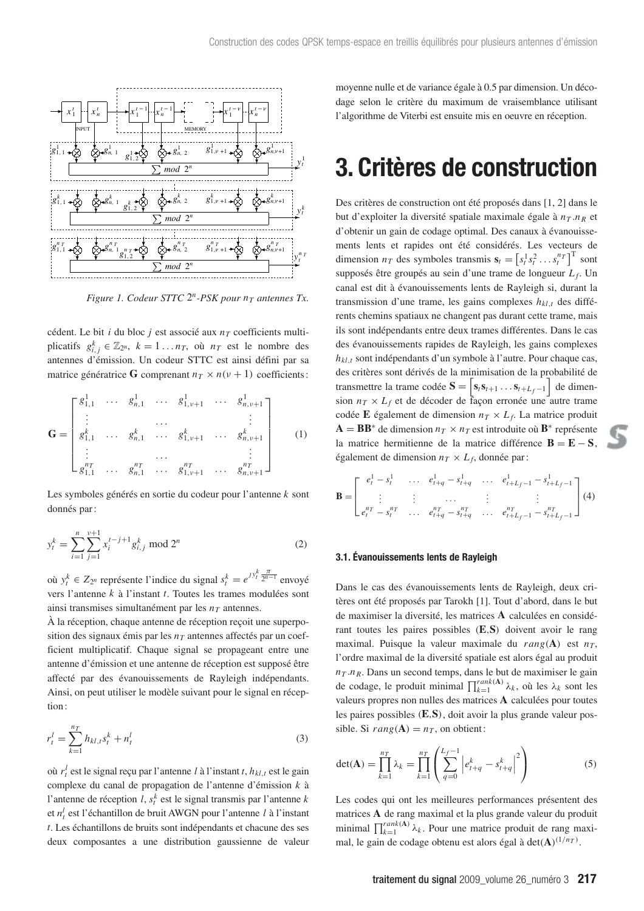*Figure 1. Codeur STTC $2^n$-PSK pour $n_T$ antennes Tx.*

cédent. Le bit $i$ du bloc $j$ est associé aux $n_T$ coefficients multiplicatifs $g^k_{i,j} \in \mathbb{Z}_{2^n}$, $k = 1 \ldots n_T$, où $n_T$ est le nombre des antennes d'émission. Un codeur STTC est ainsi défini par sa matrice génératrice $\mathbf{G}$ comprenant $n_T \times n(\nu+1)$ coefficients :

$$\mathbf{G} = \begin{bmatrix} g^1_{1,1} & \ldots & g^1_{n,1} & \ldots & g^1_{1,\nu+1} & \ldots & g^1_{n,\nu+1} \\ \vdots & & & \ldots & & & \vdots \\ g^k_{1,1} & \ldots & g^k_{n,1} & \ldots & g^k_{1,\nu+1} & \ldots & g^k_{n,\nu+1} \\ \vdots & & & \ldots & & & \vdots \\ g^{n_T}_{1,1} & \ldots & g^{n_T}_{n,1} & \ldots & g^{n_T}_{1,\nu+1} & \ldots & g^{n_T}_{n,\nu+1} \end{bmatrix} \quad (1)$$

Les symboles générés en sortie du codeur pour l'antenne $k$ sont donnés par :

$$y^k_t = \sum_{i=1}^{n} \sum_{j=1}^{\nu+1} x_i^{t-j+1} g^k_{i,j} \bmod 2^n \quad (2)$$

où $y^k_t \in Z_{2^n}$ représente l'indice du signal $s^k_t = e^{jy^k_t \frac{\pi}{2^{n-1}}}$ envoyé vers l'antenne $k$ à l'instant $t$. Toutes les trames modulées sont ainsi transmises simultanément par les $n_T$ antennes.

À la réception, chaque antenne de réception reçoit une superposition des signaux émis par les $n_T$ antennes affectés par un coefficient multiplicatif. Chaque signal se propageant entre une antenne d'émission et une antenne de réception est supposé être affecté par des évanouissements de Rayleigh indépendants. Ainsi, on peut utiliser le modèle suivant pour le signal en réception :

$$r^l_t = \sum_{k=1}^{n_T} h_{kl,t} s^k_t + n^l_t \quad (3)$$

où $r^l_t$ est le signal reçu par l'antenne $l$ à l'instant $t$, $h_{kl,t}$ est le gain complexe du canal de propagation de l'antenne d'émission $k$ à l'antenne de réception $l$, $s^k_t$ est le signal transmis par l'antenne $k$ et $n^l_t$ est l'échantillon de bruit AWGN pour l'antenne $l$ à l'instant $t$. Les échantillons de bruits sont indépendants et chacune des ses deux composantes a une distribution gaussienne de valeur moyenne nulle et de variance égale à 0.5 par dimension. Un décodage selon le critère du maximum de vraisemblance utilisant l'algorithme de Viterbi est ensuite mis en oeuvre en réception.

# 3. Critères de construction

Des critères de construction ont été proposés dans [1, 2] dans le but d'exploiter la diversité spatiale maximale égale à $n_T.n_R$ et d'obtenir un gain de codage optimal. Des canaux à évanouissements lents et rapides ont été considérés. Les vecteurs de dimension $n_T$ des symboles transmis $\mathbf{s}_t = \left[s^1_t s^2_t \ldots s^{n_T}_t\right]^{\mathrm{T}}$ sont supposés être groupés au sein d'une trame de longueur $L_f$. Un canal est dit à évanouissements lents de Rayleigh si, durant la transmission d'une trame, les gains complexes $h_{kl,t}$ des différents chemins spatiaux ne changent pas durant cette trame, mais ils sont indépendants entre deux trames différentes. Dans le cas des évanouissements rapides de Rayleigh, les gains complexes $h_{kl,t}$ sont indépendants d'un symbole à l'autre. Pour chaque cas, des critères sont dérivés de la minimisation de la probabilité de transmettre la trame codée $\mathbf{S} = \left[\mathbf{s}_t \mathbf{s}_{t+1} \ldots \mathbf{s}_{t+L_f-1}\right]$ de dimension $n_T \times L_f$ et de décoder de façon erronée une autre trame codée $\mathbf{E}$ également de dimension $n_T \times L_f$. La matrice produit $\mathbf{A} = \mathbf{B}\mathbf{B}^*$ de dimension $n_T \times n_T$ est introduite où $\mathbf{B}^*$ représente la matrice hermitienne de la matrice différence $\mathbf{B} = \mathbf{E} - \mathbf{S}$, également de dimension $n_T \times L_f$, donnée par :

$$\mathbf{B} = \begin{bmatrix} e^1_t - s^1_t & \ldots & e^1_{t+q} - s^1_{t+q} & \ldots & e^1_{t+L_f-1} - s^1_{t+L_f-1} \\ \vdots & \vdots & \ldots & \vdots & \vdots \\ e^{n_T}_t - s^{n_T}_t & \ldots & e^{n_T}_{t+q} - s^{n_T}_{t+q} & \ldots & e^{n_T}_{t+L_f-1} - s^{n_T}_{t+L_f-1} \end{bmatrix} \quad (4)$$

### 3.1. Évanouissements lents de Rayleigh

Dans le cas des évanouissements lents de Rayleigh, deux critères ont été proposés par Tarokh [1]. Tout d'abord, dans le but de maximiser la diversité, les matrices $\mathbf{A}$ calculées en considérant toutes les paires possibles $(\mathbf{E}, \mathbf{S})$ doivent avoir le rang maximal. Puisque la valeur maximale du $rang(\mathbf{A})$ est $n_T$, l'ordre maximal de la diversité spatiale est alors égal au produit $n_T.n_R$. Dans un second temps, dans le but de maximiser le gain de codage, le produit minimal $\prod_{k=1}^{rank(\mathbf{A})} \lambda_k$, où les $\lambda_k$ sont les valeurs propres non nulles des matrices $\mathbf{A}$ calculées pour toutes les paires possibles $(\mathbf{E}, \mathbf{S})$, doit avoir la plus grande valeur possible. Si $rang(\mathbf{A}) = n_T$, on obtient :

$$\det(\mathbf{A}) = \prod_{k=1}^{n_T} \lambda_k = \prod_{k=1}^{n_T} \left( \sum_{q=0}^{L_f-1} \left| e^k_{t+q} - s^k_{t+q} \right|^2 \right) \quad (5)$$

Les codes qui ont les meilleures performances présentent des matrices $\mathbf{A}$ de rang maximal et la plus grande valeur du produit minimal $\prod_{k=1}^{rank(\mathbf{A})} \lambda_k$. Pour une matrice produit de rang maximal, le gain de codage obtenu est alors égal à $\det(\mathbf{A})^{(1/n_T)}$.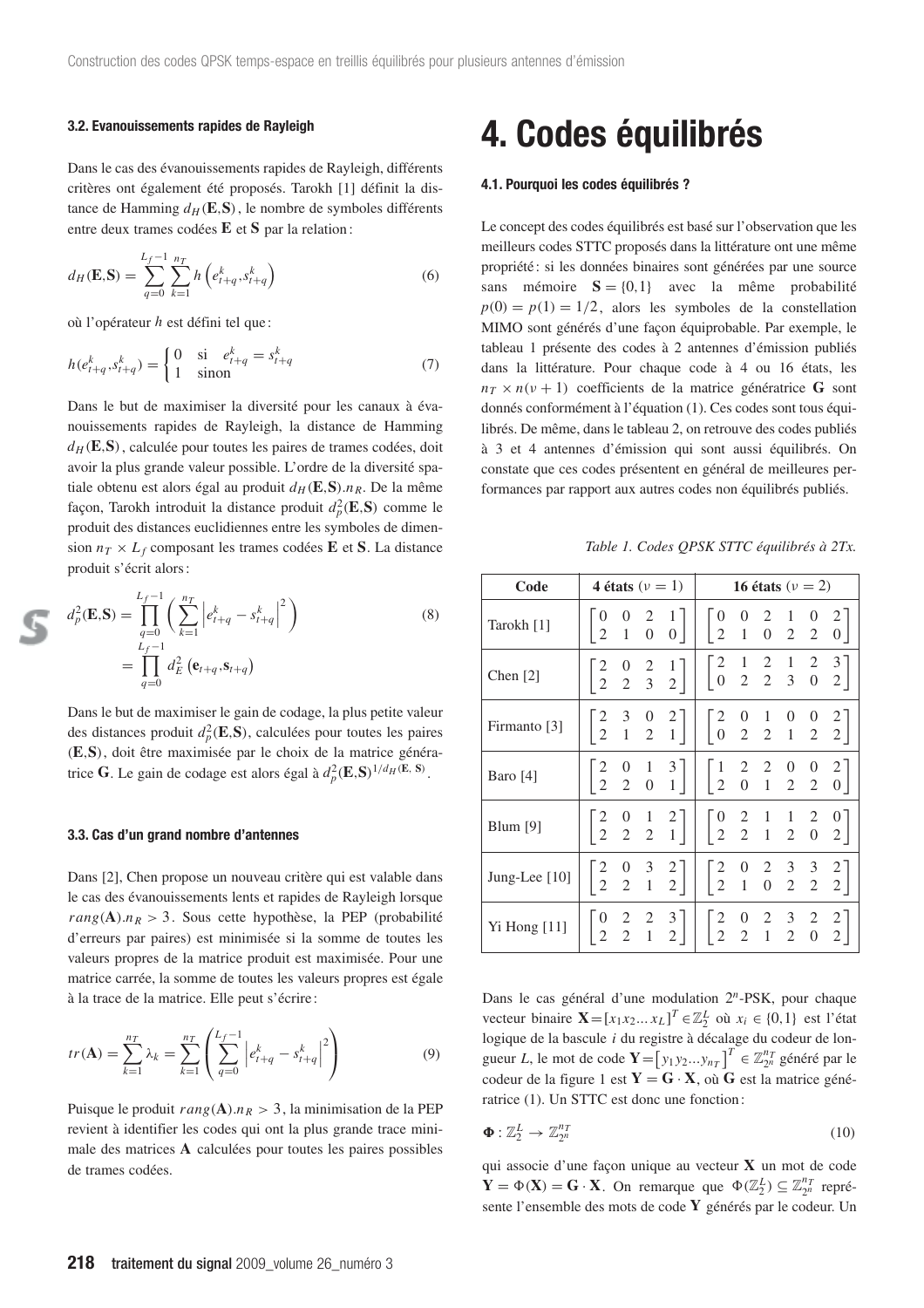### 3.2. Evanouissements rapides de Rayleigh

Dans le cas des évanouissements rapides de Rayleigh, différents critères ont également été proposés. Tarokh [1] définit la distance de Hamming $d_H(\mathbf{E},\mathbf{S})$, le nombre de symboles différents entre deux trames codées $\mathbf{E}$ et $\mathbf{S}$ par la relation :

$$d_H(\mathbf{E},\mathbf{S}) = \sum_{q=0}^{L_f-1} \sum_{k=1}^{n_T} h\left(e_{t+q}^k, s_{t+q}^k\right) \tag{6}$$

où l'opérateur $h$ est défini tel que :

$$h(e_{t+q}^k, s_{t+q}^k) = \begin{cases} 0 & \text{si} \quad e_{t+q}^k = s_{t+q}^k \\ 1 & \text{sinon} \end{cases} \tag{7}$$

Dans le but de maximiser la diversité pour les canaux à évanouissements rapides de Rayleigh, la distance de Hamming $d_H(\mathbf{E},\mathbf{S})$, calculée pour toutes les paires de trames codées, doit avoir la plus grande valeur possible. L'ordre de la diversité spatiale obtenu est alors égal au produit $d_H(\mathbf{E},\mathbf{S}).n_R$. De la même façon, Tarokh introduit la distance produit $d_p^2(\mathbf{E},\mathbf{S})$ comme le produit des distances euclidiennes entre les symboles de dimension $n_T \times L_f$ composant les trames codées $\mathbf{E}$ et $\mathbf{S}$. La distance produit s'écrit alors :

$$\begin{aligned} d_p^2(\mathbf{E},\mathbf{S}) &= \prod_{q=0}^{L_f-1} \left( \sum_{k=1}^{n_T} \left| e_{t+q}^k - s_{t+q}^k \right|^2 \right) \\ &= \prod_{q=0}^{L_f-1} d_E^2\left(\mathbf{e}_{t+q}, \mathbf{s}_{t+q}\right) \end{aligned} \tag{8}$$

Dans le but de maximiser le gain de codage, la plus petite valeur des distances produit $d_p^2(\mathbf{E},\mathbf{S})$, calculées pour toutes les paires $(\mathbf{E},\mathbf{S})$, doit être maximisée par le choix de la matrice génératrice $\mathbf{G}$. Le gain de codage est alors égal à $d_p^2(\mathbf{E},\mathbf{S})^{1/d_H(\mathbf{E},\,\mathbf{S})}$.

### 3.3. Cas d'un grand nombre d'antennes

Dans [2], Chen propose un nouveau critère qui est valable dans le cas des évanouissements lents et rapides de Rayleigh lorsque $rang(\mathbf{A}).n_R > 3$. Sous cette hypothèse, la PEP (probabilité d'erreurs par paires) est minimisée si la somme de toutes les valeurs propres de la matrice produit est maximisée. Pour une matrice carrée, la somme de toutes les valeurs propres est égale à la trace de la matrice. Elle peut s'écrire :

$$tr(\mathbf{A}) = \sum_{k=1}^{n_T} \lambda_k = \sum_{k=1}^{n_T} \left( \sum_{q=0}^{L_f-1} \left| e_{t+q}^k - s_{t+q}^k \right|^2 \right) \tag{9}$$

Puisque le produit $rang(\mathbf{A}).n_R > 3$, la minimisation de la PEP revient à identifier les codes qui ont la plus grande trace minimale des matrices $\mathbf{A}$ calculées pour toutes les paires possibles de trames codées.

# 4. Codes équilibrés

### 4.1. Pourquoi les codes équilibrés ?

Le concept des codes équilibrés est basé sur l'observation que les meilleurs codes STTC proposés dans la littérature ont une même propriété : si les données binaires sont générées par une source sans mémoire $\mathbf{S} = \{0,1\}$ avec la même probabilité $p(0) = p(1) = 1/2$, alors les symboles de la constellation MIMO sont générés d'une façon équiprobable. Par exemple, le tableau 1 présente des codes à 2 antennes d'émission publiés dans la littérature. Pour chaque code à 4 ou 16 états, les $n_T \times n(\nu+1)$ coefficients de la matrice génératrice $\mathbf{G}$ sont donnés conformément à l'équation (1). Ces codes sont tous équilibrés. De même, dans le tableau 2, on retrouve des codes publiés à 3 et 4 antennes d'émission qui sont aussi équilibrés. On constate que ces codes présentent en général de meilleures performances par rapport aux autres codes non équilibrés publiés.

*Table 1. Codes QPSK STTC équilibrés à 2Tx.*

| Code | 4 états ($\nu = 1$) | 16 états ($\nu = 2$) |
|---|---|---|
| Tarokh [1] | $\begin{bmatrix} 0 & 0 & 2 & 1 \\ 2 & 1 & 0 & 0 \end{bmatrix}$ | $\begin{bmatrix} 0 & 0 & 2 & 1 & 0 & 2 \\ 2 & 1 & 0 & 2 & 2 & 0 \end{bmatrix}$ |
| Chen [2] | $\begin{bmatrix} 2 & 0 & 2 & 1 \\ 2 & 2 & 3 & 2 \end{bmatrix}$ | $\begin{bmatrix} 2 & 1 & 2 & 1 & 2 & 3 \\ 0 & 2 & 2 & 3 & 0 & 2 \end{bmatrix}$ |
| Firmanto [3] | $\begin{bmatrix} 2 & 3 & 0 & 2 \\ 2 & 1 & 2 & 1 \end{bmatrix}$ | $\begin{bmatrix} 2 & 0 & 1 & 0 & 0 & 2 \\ 0 & 2 & 2 & 1 & 2 & 2 \end{bmatrix}$ |
| Baro [4] | $\begin{bmatrix} 2 & 0 & 1 & 3 \\ 2 & 2 & 0 & 1 \end{bmatrix}$ | $\begin{bmatrix} 1 & 2 & 2 & 0 & 0 & 2 \\ 2 & 0 & 1 & 2 & 2 & 0 \end{bmatrix}$ |
| Blum [9] | $\begin{bmatrix} 2 & 0 & 1 & 2 \\ 2 & 2 & 2 & 1 \end{bmatrix}$ | $\begin{bmatrix} 0 & 2 & 1 & 1 & 2 & 0 \\ 2 & 2 & 1 & 2 & 0 & 2 \end{bmatrix}$ |
| Jung-Lee [10] | $\begin{bmatrix} 2 & 0 & 3 & 2 \\ 2 & 2 & 1 & 2 \end{bmatrix}$ | $\begin{bmatrix} 2 & 0 & 2 & 3 & 3 & 2 \\ 2 & 1 & 0 & 2 & 2 & 2 \end{bmatrix}$ |
| Yi Hong [11] | $\begin{bmatrix} 0 & 2 & 2 & 3 \\ 2 & 2 & 1 & 2 \end{bmatrix}$ | $\begin{bmatrix} 2 & 0 & 2 & 3 & 2 & 2 \\ 2 & 2 & 1 & 2 & 0 & 2 \end{bmatrix}$ |

Dans le cas général d'une modulation $2^n$-PSK, pour chaque vecteur binaire $\mathbf{X} = [x_1 x_2 \ldots x_L]^T \in \mathbb{Z}_2^L$ où $x_i \in \{0,1\}$ est l'état logique de la bascule $i$ du registre à décalage du codeur de longueur $L$, le mot de code $\mathbf{Y} = \left[y_1 y_2 \ldots y_{n_T}\right]^T \in \mathbb{Z}_{2^n}^{n_T}$ généré par le codeur de la figure 1 est $\mathbf{Y} = \mathbf{G} \cdot \mathbf{X}$, où $\mathbf{G}$ est la matrice génératrice (1). Un STTC est donc une fonction :

$$\mathbf{\Phi} : \mathbb{Z}_2^L \rightarrow \mathbb{Z}_{2^n}^{n_T} \tag{10}$$

qui associe d'une façon unique au vecteur $\mathbf{X}$ un mot de code $\mathbf{Y} = \Phi(\mathbf{X}) = \mathbf{G} \cdot \mathbf{X}$. On remarque que $\Phi(\mathbb{Z}_2^L) \subseteq \mathbb{Z}_{2^n}^{n_T}$ représente l'ensemble des mots de code $\mathbf{Y}$ générés par le codeur. Un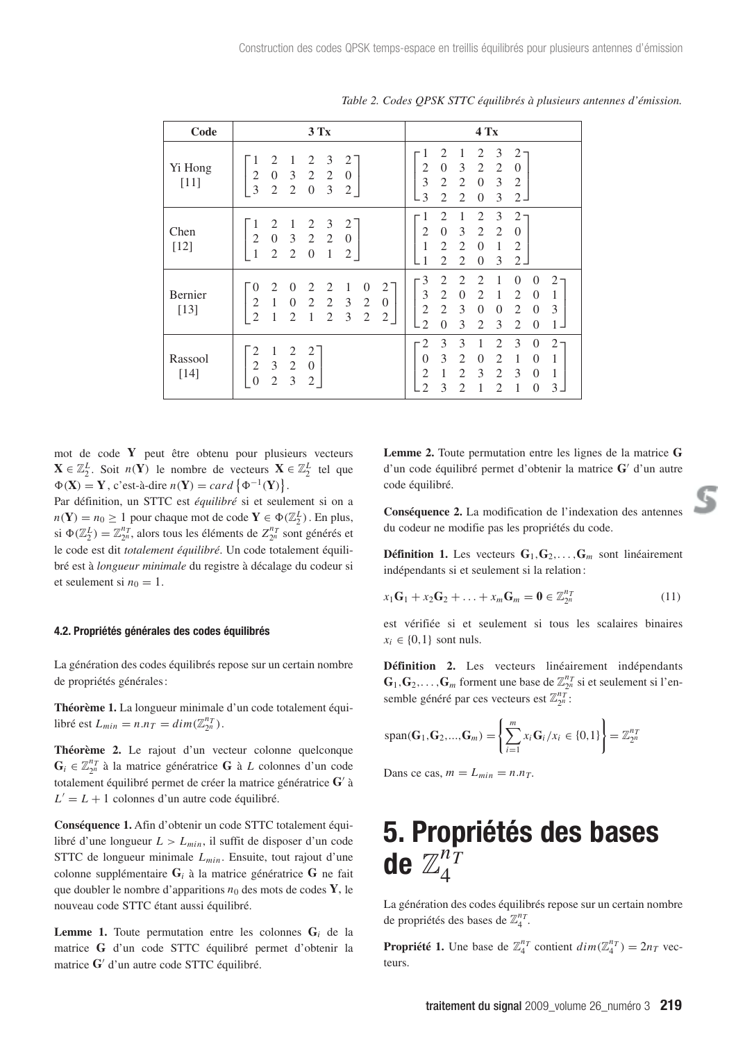Table 2. Codes QPSK STTC équilibrés à plusieurs antennes d'émission.

| Code | 3 Tx | 4 Tx |
| --- | --- | --- |
| Yi Hong [11] | $\begin{bmatrix} 1 & 2 & 1 & 2 & 3 & 2 \\ 2 & 0 & 3 & 2 & 2 & 0 \\ 3 & 2 & 2 & 0 & 3 & 2 \end{bmatrix}$ | $\begin{bmatrix} 1 & 2 & 1 & 2 & 3 & 2 \\ 2 & 0 & 3 & 2 & 2 & 0 \\ 3 & 2 & 2 & 0 & 3 & 2 \\ 3 & 2 & 2 & 0 & 3 & 2 \end{bmatrix}$ |
| Chen [12] | $\begin{bmatrix} 1 & 2 & 1 & 2 & 3 & 2 \\ 2 & 0 & 3 & 2 & 2 & 0 \\ 1 & 2 & 2 & 0 & 1 & 2 \end{bmatrix}$ | $\begin{bmatrix} 1 & 2 & 1 & 2 & 3 & 2 \\ 2 & 0 & 3 & 2 & 2 & 0 \\ 1 & 2 & 2 & 0 & 1 & 2 \\ 1 & 2 & 2 & 0 & 3 & 2 \end{bmatrix}$ |
| Bernier [13] | $\begin{bmatrix} 0 & 2 & 0 & 2 & 2 & 1 & 0 & 2 \\ 2 & 1 & 0 & 2 & 2 & 3 & 2 & 0 \\ 2 & 1 & 2 & 1 & 2 & 3 & 2 & 2 \end{bmatrix}$ | $\begin{bmatrix} 3 & 2 & 2 & 2 & 1 & 0 & 0 & 2 \\ 3 & 2 & 0 & 2 & 1 & 2 & 0 & 1 \\ 2 & 2 & 3 & 0 & 0 & 2 & 0 & 3 \\ 2 & 0 & 3 & 2 & 3 & 2 & 0 & 1 \end{bmatrix}$ |
| Rassool [14] | $\begin{bmatrix} 2 & 1 & 2 & 2 \\ 2 & 3 & 2 & 0 \\ 0 & 2 & 3 & 2 \end{bmatrix}$ | $\begin{bmatrix} 2 & 3 & 3 & 1 & 2 & 3 & 0 & 2 \\ 0 & 3 & 2 & 0 & 2 & 1 & 0 & 1 \\ 2 & 1 & 2 & 3 & 2 & 3 & 0 & 1 \\ 2 & 3 & 2 & 1 & 2 & 1 & 0 & 3 \end{bmatrix}$ |

mot de code $\mathbf{Y}$ peut être obtenu pour plusieurs vecteurs $\mathbf{X} \in \mathbb{Z}_2^L$. Soit $n(\mathbf{Y})$ le nombre de vecteurs $\mathbf{X} \in \mathbb{Z}_2^L$ tel que $\Phi(\mathbf{X}) = \mathbf{Y}$, c'est-à-dire $n(\mathbf{Y}) = card\left\{\Phi^{-1}(\mathbf{Y})\right\}$.

Par définition, un STTC est *équilibré* si et seulement si on a $n(\mathbf{Y}) = n_0 \geq 1$ pour chaque mot de code $\mathbf{Y} \in \Phi(\mathbb{Z}_2^L)$. En plus, si $\Phi(\mathbb{Z}_2^L) = \mathbb{Z}_{2^n}^{n_T}$, alors tous les éléments de $Z_{2^n}^{n_T}$ sont générés et le code est dit *totalement équilibré*. Un code totalement équilibré est à *longueur minimale* du registre à décalage du codeur si et seulement si $n_0 = 1$.

### 4.2. Propriétés générales des codes équilibrés

La génération des codes équilibrés repose sur un certain nombre de propriétés générales :

**Théorème 1.** La longueur minimale d'un code totalement équilibré est $L_{min} = n.n_T = dim(\mathbb{Z}_{2^n}^{n_T})$.

**Théorème 2.** Le rajout d'un vecteur colonne quelconque $\mathbf{G}_i \in \mathbb{Z}_{2^n}^{n_T}$ à la matrice génératrice $\mathbf{G}$ à $L$ colonnes d'un code totalement équilibré permet de créer la matrice génératrice $\mathbf{G}'$ à $L' = L + 1$ colonnes d'un autre code équilibré.

**Conséquence 1.** Afin d'obtenir un code STTC totalement équilibré d'une longueur $L > L_{min}$, il suffit de disposer d'un code STTC de longueur minimale $L_{min}$. Ensuite, tout rajout d'une colonne supplémentaire $\mathbf{G}_i$ à la matrice génératrice $\mathbf{G}$ ne fait que doubler le nombre d'apparitions $n_0$ des mots de codes $\mathbf{Y}$, le nouveau code STTC étant aussi équilibré.

**Lemme 1.** Toute permutation entre les colonnes $\mathbf{G}_i$ de la matrice $\mathbf{G}$ d'un code STTC équilibré permet d'obtenir la matrice $\mathbf{G}'$ d'un autre code STTC équilibré.

**Lemme 2.** Toute permutation entre les lignes de la matrice $\mathbf{G}$ d'un code équilibré permet d'obtenir la matrice $\mathbf{G}'$ d'un autre code équilibré.

**Conséquence 2.** La modification de l'indexation des antennes du codeur ne modifie pas les propriétés du code.

**Définition 1.** Les vecteurs $\mathbf{G}_1, \mathbf{G}_2, \ldots, \mathbf{G}_m$ sont linéairement indépendants si et seulement si la relation :

$$x_1\mathbf{G}_1 + x_2\mathbf{G}_2 + \ldots + x_m\mathbf{G}_m = \mathbf{0} \in \mathbb{Z}_{2^n}^{n_T} \tag{11}$$

est vérifiée si et seulement si tous les scalaires binaires $x_i \in \{0,1\}$ sont nuls.

**Définition 2.** Les vecteurs linéairement indépendants $\mathbf{G}_1, \mathbf{G}_2, \ldots, \mathbf{G}_m$ forment une base de $\mathbb{Z}_{2^n}^{n_T}$ si et seulement si l'ensemble généré par ces vecteurs est $\mathbb{Z}_{2^n}^{n_T}$ :

$$\text{span}(\mathbf{G}_1, \mathbf{G}_2, ..., \mathbf{G}_m) = \left\{ \sum_{i=1}^{m} x_i \mathbf{G}_i / x_i \in \{0,1\} \right\} = \mathbb{Z}_{2^n}^{n_T}$$

Dans ce cas, $m = L_{min} = n.n_T$.

# 5. Propriétés des bases de $\mathbb{Z}_4^{n_T}$

La génération des codes équilibrés repose sur un certain nombre de propriétés des bases de $\mathbb{Z}_4^{n_T}$.

**Propriété 1.** Une base de $\mathbb{Z}_4^{n_T}$ contient $dim(\mathbb{Z}_4^{n_T}) = 2n_T$ vecteurs.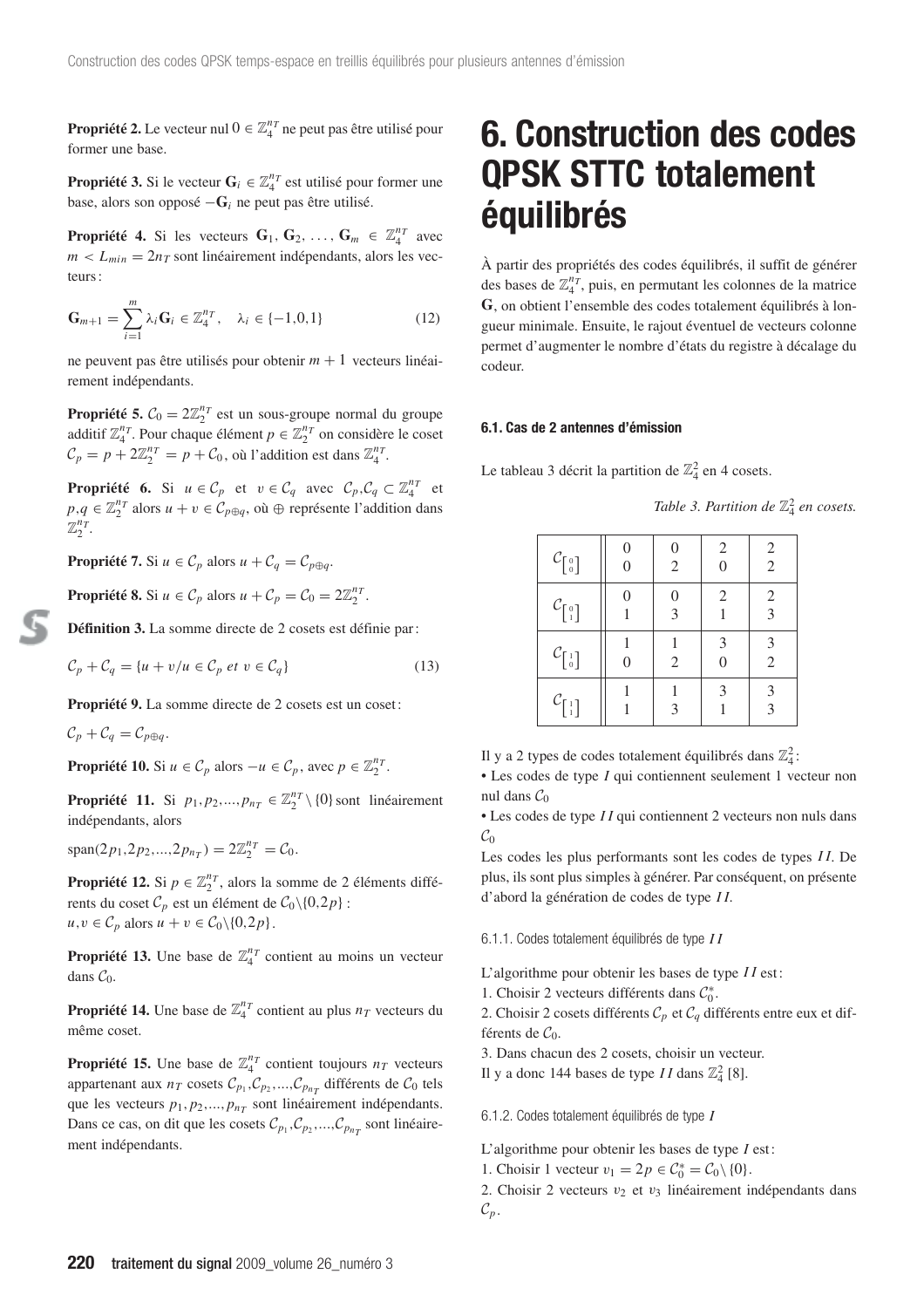**Propriété 2.** Le vecteur nul $0 \in \mathbb{Z}_4^{n_T}$ ne peut pas être utilisé pour former une base.

**Propriété 3.** Si le vecteur $\mathbf{G}_i \in \mathbb{Z}_4^{n_T}$ est utilisé pour former une base, alors son opposé $-\mathbf{G}_i$ ne peut pas être utilisé.

**Propriété 4.** Si les vecteurs $\mathbf{G}_1, \mathbf{G}_2, \ldots, \mathbf{G}_m \in \mathbb{Z}_4^{n_T}$ avec $m < L_{min} = 2n_T$ sont linéairement indépendants, alors les vecteurs :

$$\mathbf{G}_{m+1} = \sum_{i=1}^{m} \lambda_i \mathbf{G}_i \in \mathbb{Z}_4^{n_T}, \quad \lambda_i \in \{-1,0,1\} \tag{12}$$

ne peuvent pas être utilisés pour obtenir $m+1$ vecteurs linéairement indépendants.

**Propriété 5.** $\mathcal{C}_0 = 2\mathbb{Z}_2^{n_T}$ est un sous-groupe normal du groupe additif $\mathbb{Z}_4^{n_T}$. Pour chaque élément $p \in \mathbb{Z}_2^{n_T}$ on considère le coset $\mathcal{C}_p = p + 2\mathbb{Z}_2^{n_T} = p + \mathcal{C}_0$, où l'addition est dans $\mathbb{Z}_4^{n_T}$.

**Propriété 6.** Si $u \in \mathcal{C}_p$ et $v \in \mathcal{C}_q$ avec $\mathcal{C}_p, \mathcal{C}_q \subset \mathbb{Z}_4^{n_T}$ et $p,q \in \mathbb{Z}_2^{n_T}$ alors $u + v \in \mathcal{C}_{p \oplus q}$, où $\oplus$ représente l'addition dans $\mathbb{Z}_2^{n_T}$.

**Propriété 7.** Si $u \in \mathcal{C}_p$ alors $u + \mathcal{C}_q = \mathcal{C}_{p \oplus q}$.

**Propriété 8.** Si $u \in \mathcal{C}_p$ alors $u + \mathcal{C}_p = \mathcal{C}_0 = 2\mathbb{Z}_2^{n_T}$.

**Définition 3.** La somme directe de 2 cosets est définie par :

$$\mathcal{C}_p + \mathcal{C}_q = \{u + v / u \in \mathcal{C}_p \text{ et } v \in \mathcal{C}_q\} \tag{13}$$

**Propriété 9.** La somme directe de 2 cosets est un coset :

$\mathcal{C}_p + \mathcal{C}_q = \mathcal{C}_{p \oplus q}$.

**Propriété 10.** Si $u \in \mathcal{C}_p$ alors $-u \in \mathcal{C}_p$, avec $p \in \mathbb{Z}_2^{n_T}$.

**Propriété 11.** Si $p_1, p_2, \ldots, p_{n_T} \in \mathbb{Z}_2^{n_T} \setminus \{0\}$ sont linéairement indépendants, alors

$\text{span}(2p_1, 2p_2, \ldots, 2p_{n_T}) = 2\mathbb{Z}_2^{n_T} = \mathcal{C}_0$.

**Propriété 12.** Si $p \in \mathbb{Z}_2^{n_T}$, alors la somme de 2 éléments différents du coset $\mathcal{C}_p$ est un élément de $\mathcal{C}_0 \setminus \{0, 2p\}$ :
$u, v \in \mathcal{C}_p$ alors $u + v \in \mathcal{C}_0 \setminus \{0, 2p\}$.

**Propriété 13.** Une base de $\mathbb{Z}_4^{n_T}$ contient au moins un vecteur dans $\mathcal{C}_0$.

**Propriété 14.** Une base de $\mathbb{Z}_4^{n_T}$ contient au plus $n_T$ vecteurs du même coset.

**Propriété 15.** Une base de $\mathbb{Z}_4^{n_T}$ contient toujours $n_T$ vecteurs appartenant aux $n_T$ cosets $\mathcal{C}_{p_1}, \mathcal{C}_{p_2}, \ldots, \mathcal{C}_{p_{n_T}}$ différents de $\mathcal{C}_0$ tels que les vecteurs $p_1, p_2, \ldots, p_{n_T}$ sont linéairement indépendants. Dans ce cas, on dit que les cosets $\mathcal{C}_{p_1}, \mathcal{C}_{p_2}, \ldots, \mathcal{C}_{p_{n_T}}$ sont linéairement indépendants.

# 6. Construction des codes QPSK STTC totalement équilibrés

À partir des propriétés des codes équilibrés, il suffit de générer des bases de $\mathbb{Z}_4^{n_T}$, puis, en permutant les colonnes de la matrice $\mathbf{G}$, on obtient l'ensemble des codes totalement équilibrés à longueur minimale. Ensuite, le rajout éventuel de vecteurs colonne permet d'augmenter le nombre d'états du registre à décalage du codeur.

### 6.1. Cas de 2 antennes d'émission

Le tableau 3 décrit la partition de $\mathbb{Z}_4^2$ en 4 cosets.

*Table 3. Partition de $\mathbb{Z}_4^2$ en cosets.*

| | | | | |
|---|---|---|---|---|
| $\mathcal{C}_{\left[\begin{smallmatrix}0\\0\end{smallmatrix}\right]}$ | $\begin{smallmatrix}0\\0\end{smallmatrix}$ | $\begin{smallmatrix}0\\2\end{smallmatrix}$ | $\begin{smallmatrix}2\\0\end{smallmatrix}$ | $\begin{smallmatrix}2\\2\end{smallmatrix}$ |
| $\mathcal{C}_{\left[\begin{smallmatrix}0\\1\end{smallmatrix}\right]}$ | $\begin{smallmatrix}0\\1\end{smallmatrix}$ | $\begin{smallmatrix}0\\3\end{smallmatrix}$ | $\begin{smallmatrix}2\\1\end{smallmatrix}$ | $\begin{smallmatrix}2\\3\end{smallmatrix}$ |
| $\mathcal{C}_{\left[\begin{smallmatrix}1\\0\end{smallmatrix}\right]}$ | $\begin{smallmatrix}1\\0\end{smallmatrix}$ | $\begin{smallmatrix}1\\2\end{smallmatrix}$ | $\begin{smallmatrix}3\\0\end{smallmatrix}$ | $\begin{smallmatrix}3\\2\end{smallmatrix}$ |
| $\mathcal{C}_{\left[\begin{smallmatrix}1\\1\end{smallmatrix}\right]}$ | $\begin{smallmatrix}1\\1\end{smallmatrix}$ | $\begin{smallmatrix}1\\3\end{smallmatrix}$ | $\begin{smallmatrix}3\\1\end{smallmatrix}$ | $\begin{smallmatrix}3\\3\end{smallmatrix}$ |

Il y a 2 types de codes totalement équilibrés dans $\mathbb{Z}_4^2$ :
- Les codes de type $I$ qui contiennent seulement 1 vecteur non nul dans $\mathcal{C}_0$
- Les codes de type $II$ qui contiennent 2 vecteurs non nuls dans $\mathcal{C}_0$

Les codes les plus performants sont les codes de types $II$. De plus, ils sont plus simples à générer. Par conséquent, on présente d'abord la génération de codes de type $II$.

#### 6.1.1. Codes totalement équilibrés de type $II$

L'algorithme pour obtenir les bases de type $II$ est :
1. Choisir 2 vecteurs différents dans $\mathcal{C}_0^*$.
2. Choisir 2 cosets différents $\mathcal{C}_p$ et $\mathcal{C}_q$ différents entre eux et différents de $\mathcal{C}_0$.
3. Dans chacun des 2 cosets, choisir un vecteur.

Il y a donc 144 bases de type $II$ dans $\mathbb{Z}_4^2$ [8].

#### 6.1.2. Codes totalement équilibrés de type $I$

L'algorithme pour obtenir les bases de type $I$ est :
1. Choisir 1 vecteur $v_1 = 2p \in \mathcal{C}_0^* = \mathcal{C}_0 \setminus \{0\}$.
2. Choisir 2 vecteurs $v_2$ et $v_3$ linéairement indépendants dans $\mathcal{C}_p$.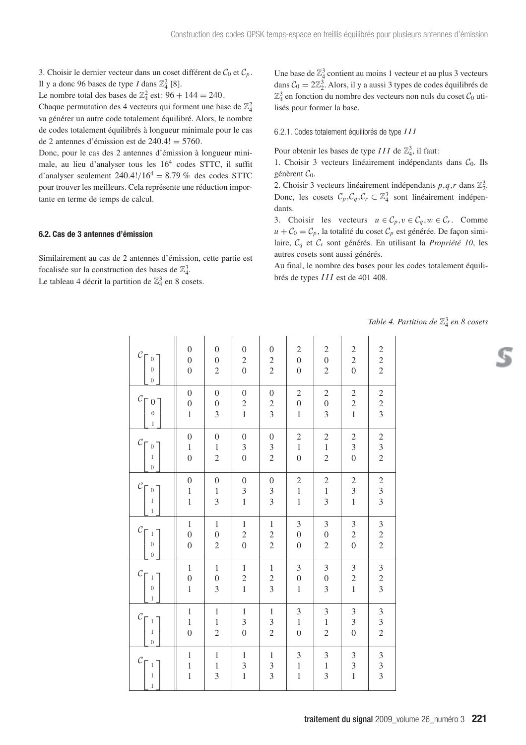3. Choisir le dernier vecteur dans un coset différent de $\mathcal{C}_0$ et $\mathcal{C}_p$. Il y a donc 96 bases de type $I$ dans $\mathbb{Z}_4^2$ [8].

Le nombre total des bases de $\mathbb{Z}_4^2$ est : $96 + 144 = 240$.

Chaque permutation des 4 vecteurs qui forment une base de $\mathbb{Z}_4^2$ va générer un autre code totalement équilibré. Alors, le nombre de codes totalement équilibrés à longueur minimale pour le cas de 2 antennes d'émission est de $240.4! = 5760$.

Donc, pour le cas des 2 antennes d'émission à longueur minimale, au lieu d'analyser tous les $16^4$ codes STTC, il suffit d'analyser seulement $240.4!/16^4 = 8.79\ \%$ des codes STTC pour trouver les meilleurs. Cela représente une réduction importante en terme de temps de calcul.

#### 6.2. Cas de 3 antennes d'émission

Similairement au cas de 2 antennes d'émission, cette partie est focalisée sur la construction des bases de $\mathbb{Z}_4^3$.

Le tableau 4 décrit la partition de $\mathbb{Z}_4^3$ en 8 cosets.

Une base de $\mathbb{Z}_4^3$ contient au moins 1 vecteur et au plus 3 vecteurs dans $\mathcal{C}_0 = 2\mathbb{Z}_2^3$. Alors, il y a aussi 3 types de codes équilibrés de $\mathbb{Z}_4^3$ en fonction du nombre des vecteurs non nuls du coset $\mathcal{C}_0$ utilisés pour former la base.

##### 6.2.1. Codes totalement équilibrés de type $III$

Pour obtenir les bases de type $III$ de $\mathbb{Z}_4^3$, il faut :

1. Choisir 3 vecteurs linéairement indépendants dans $\mathcal{C}_0$. Ils génèrent $\mathcal{C}_0$.
2. Choisir 3 vecteurs linéairement indépendants $p, q, r$ dans $\mathbb{Z}_2^3$. Donc, les cosets $\mathcal{C}_p, \mathcal{C}_q, \mathcal{C}_r \subset \mathbb{Z}_4^3$ sont linéairement indépendants.
3. Choisir les vecteurs $u \in \mathcal{C}_p, v \in \mathcal{C}_q, w \in \mathcal{C}_r$. Comme $u + \mathcal{C}_0 = \mathcal{C}_p$, la totalité du coset $\mathcal{C}_p$ est générée. De façon similaire, $\mathcal{C}_q$ et $\mathcal{C}_r$ sont générés. En utilisant la *Propriété 10*, les autres cosets sont aussi générés.

Au final, le nombre des bases pour les codes totalement équilibrés de types $III$ est de 401 408.

*Table 4. Partition de $\mathbb{Z}_4^3$ en 8 cosets*

| Coset | | | | | | | | |
|---|---|---|---|---|---|---|---|---|
| $\mathcal{C}_{[0\,0\,0]^T}$ | $(0,0,0)^T$ | $(0,0,2)^T$ | $(0,2,0)^T$ | $(0,2,2)^T$ | $(2,0,0)^T$ | $(2,0,2)^T$ | $(2,2,0)^T$ | $(2,2,2)^T$ |
| $\mathcal{C}_{[0\,0\,1]^T}$ | $(0,0,1)^T$ | $(0,0,3)^T$ | $(0,2,1)^T$ | $(0,2,3)^T$ | $(2,0,1)^T$ | $(2,0,3)^T$ | $(2,2,1)^T$ | $(2,2,3)^T$ |
| $\mathcal{C}_{[0\,1\,0]^T}$ | $(0,1,0)^T$ | $(0,1,2)^T$ | $(0,3,0)^T$ | $(0,3,2)^T$ | $(2,1,0)^T$ | $(2,1,2)^T$ | $(2,3,0)^T$ | $(2,3,2)^T$ |
| $\mathcal{C}_{[0\,1\,1]^T}$ | $(0,1,1)^T$ | $(0,1,3)^T$ | $(0,3,1)^T$ | $(0,3,3)^T$ | $(2,1,1)^T$ | $(2,1,3)^T$ | $(2,3,1)^T$ | $(2,3,3)^T$ |
| $\mathcal{C}_{[1\,0\,0]^T}$ | $(1,0,0)^T$ | $(1,0,2)^T$ | $(1,2,0)^T$ | $(1,2,2)^T$ | $(3,0,0)^T$ | $(3,0,2)^T$ | $(3,2,0)^T$ | $(3,2,2)^T$ |
| $\mathcal{C}_{[1\,0\,1]^T}$ | $(1,0,1)^T$ | $(1,0,3)^T$ | $(1,2,1)^T$ | $(1,2,3)^T$ | $(3,0,1)^T$ | $(3,0,3)^T$ | $(3,2,1)^T$ | $(3,2,3)^T$ |
| $\mathcal{C}_{[1\,1\,0]^T}$ | $(1,1,0)^T$ | $(1,1,2)^T$ | $(1,3,0)^T$ | $(1,3,2)^T$ | $(3,1,0)^T$ | $(3,1,2)^T$ | $(3,3,0)^T$ | $(3,3,2)^T$ |
| $\mathcal{C}_{[1\,1\,1]^T}$ | $(1,1,1)^T$ | $(1,1,3)^T$ | $(1,3,1)^T$ | $(1,3,3)^T$ | $(3,1,1)^T$ | $(3,1,3)^T$ | $(3,3,1)^T$ | $(3,3,3)^T$ |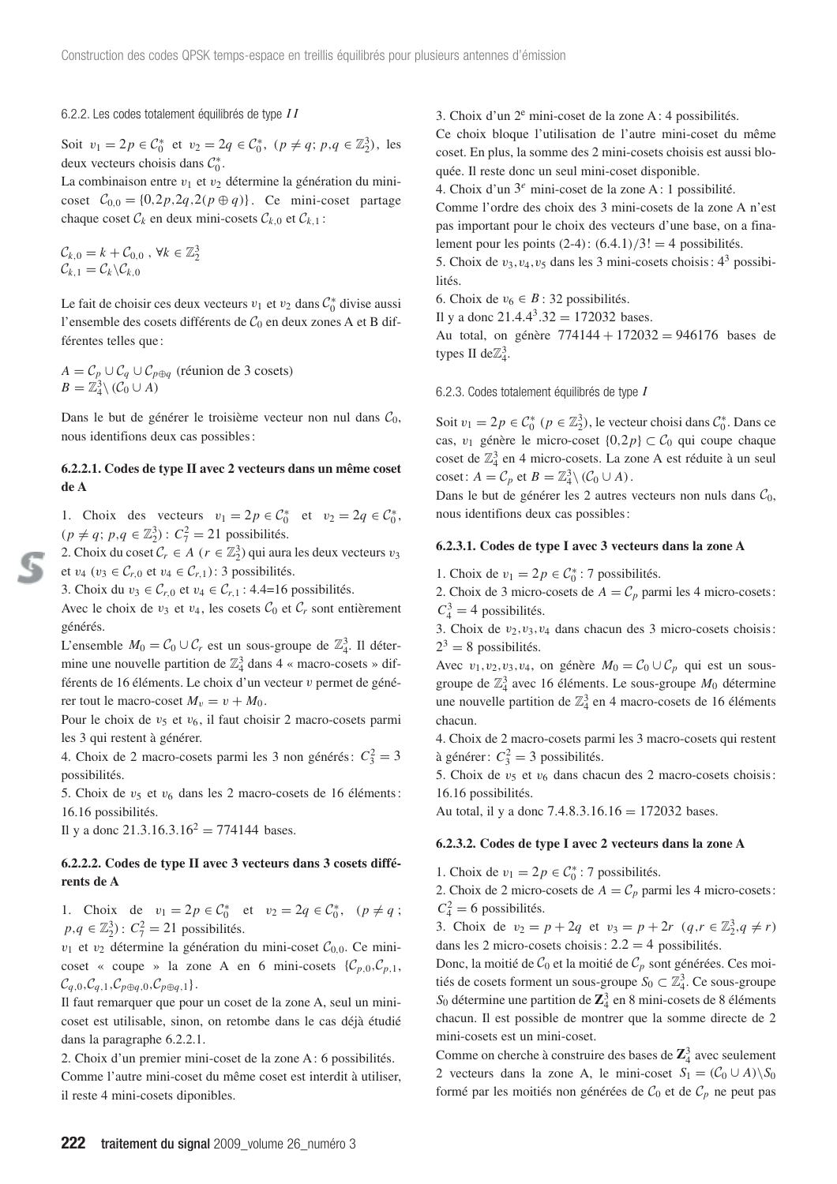6.2.2. Les codes totalement équilibrés de type $II$

Soit $v_1 = 2p \in \mathcal{C}_0^*$ et $v_2 = 2q \in \mathcal{C}_0^*$, $(p \neq q;\ p,q \in \mathbb{Z}_2^3)$, les deux vecteurs choisis dans $\mathcal{C}_0^*$.

La combinaison entre $v_1$ et $v_2$ détermine la génération du mini-coset $\mathcal{C}_{0,0} = \{0, 2p, 2q, 2(p \oplus q)\}$. Ce mini-coset partage chaque coset $\mathcal{C}_k$ en deux mini-cosets $\mathcal{C}_{k,0}$ et $\mathcal{C}_{k,1}$ :

$$\mathcal{C}_{k,0} = k + \mathcal{C}_{0,0}\ ,\ \forall k \in \mathbb{Z}_2^3$$
$$\mathcal{C}_{k,1} = \mathcal{C}_k \backslash \mathcal{C}_{k,0}$$

Le fait de choisir ces deux vecteurs $v_1$ et $v_2$ dans $\mathcal{C}_0^*$ divise aussi l'ensemble des cosets différents de $\mathcal{C}_0$ en deux zones A et B différentes telles que :

$A = \mathcal{C}_p \cup \mathcal{C}_q \cup \mathcal{C}_{p \oplus q}$ (réunion de 3 cosets)
$B = \mathbb{Z}_4^3 \backslash (\mathcal{C}_0 \cup A)$

Dans le but de générer le troisième vecteur non nul dans $\mathcal{C}_0$, nous identifions deux cas possibles :

**6.2.2.1. Codes de type II avec 2 vecteurs dans un même coset de A**

1. Choix des vecteurs $v_1 = 2p \in \mathcal{C}_0^*$ et $v_2 = 2q \in \mathcal{C}_0^*$, $(p \neq q;\ p,q \in \mathbb{Z}_2^3)$ : $C_7^2 = 21$ possibilités.
2. Choix du coset $\mathcal{C}_r \in A$ $(r \in \mathbb{Z}_2^3)$ qui aura les deux vecteurs $v_3$ et $v_4$ ($v_3 \in \mathcal{C}_{r,0}$ et $v_4 \in \mathcal{C}_{r,1}$) : 3 possibilités.
3. Choix du $v_3 \in \mathcal{C}_{r,0}$ et $v_4 \in \mathcal{C}_{r,1}$ : 4.4=16 possibilités.

Avec le choix de $v_3$ et $v_4$, les cosets $\mathcal{C}_0$ et $\mathcal{C}_r$ sont entièrement générés.

L'ensemble $M_0 = \mathcal{C}_0 \cup \mathcal{C}_r$ est un sous-groupe de $\mathbb{Z}_4^3$. Il détermine une nouvelle partition de $\mathbb{Z}_4^3$ dans 4 « macro-cosets » différents de 16 éléments. Le choix d'un vecteur $v$ permet de générer tout le macro-coset $M_v = v + M_0$.

Pour le choix de $v_5$ et $v_6$, il faut choisir 2 macro-cosets parmi les 3 qui restent à générer.

4. Choix de 2 macro-cosets parmi les 3 non générés : $C_3^2 = 3$ possibilités.
5. Choix de $v_5$ et $v_6$ dans les 2 macro-cosets de 16 éléments : 16.16 possibilités.

Il y a donc $21.3.16.3.16^2 = 774144$ bases.

**6.2.2.2. Codes de type II avec 3 vecteurs dans 3 cosets différents de A**

1. Choix de $v_1 = 2p \in \mathcal{C}_0^*$ et $v_2 = 2q \in \mathcal{C}_0^*$, $(p \neq q;\ p,q \in \mathbb{Z}_2^3)$ : $C_7^2 = 21$ possibilités.

$v_1$ et $v_2$ détermine la génération du mini-coset $\mathcal{C}_{0,0}$. Ce mini-coset « coupe » la zone A en 6 mini-cosets $\{\mathcal{C}_{p,0}, \mathcal{C}_{p,1}, \mathcal{C}_{q,0}, \mathcal{C}_{q,1}, \mathcal{C}_{p \oplus q,0}, \mathcal{C}_{p \oplus q,1}\}$.

Il faut remarquer que pour un coset de la zone A, seul un mini-coset est utilisable, sinon, on retombe dans le cas déjà étudié dans la paragraphe 6.2.2.1.

2. Choix d'un premier mini-coset de la zone A : 6 possibilités.

Comme l'autre mini-coset du même coset est interdit à utiliser, il reste 4 mini-cosets diponibles.

3. Choix d'un 2$^e$ mini-coset de la zone A : 4 possibilités.

Ce choix bloque l'utilisation de l'autre mini-coset du même coset. En plus, la somme des 2 mini-cosets choisis est aussi bloquée. Il reste donc un seul mini-coset disponible.

4. Choix d'un 3$^e$ mini-coset de la zone A : 1 possibilité.

Comme l'ordre des choix des 3 mini-cosets de la zone A n'est pas important pour le choix des vecteurs d'une base, on a finalement pour les points (2-4) : $(6.4.1)/3! = 4$ possibilités.

5. Choix de $v_3, v_4, v_5$ dans les 3 mini-cosets choisis : $4^3$ possibilités.
6. Choix de $v_6 \in B$ : 32 possibilités.

Il y a donc $21.4.4^3.32 = 172032$ bases.

Au total, on génère $774144 + 172032 = 946176$ bases de types II de $\mathbb{Z}_4^3$.

6.2.3. Codes totalement équilibrés de type $I$

Soit $v_1 = 2p \in \mathcal{C}_0^*$ $(p \in \mathbb{Z}_2^3)$, le vecteur choisi dans $\mathcal{C}_0^*$. Dans ce cas, $v_1$ génère le micro-coset $\{0, 2p\} \subset \mathcal{C}_0$ qui coupe chaque coset de $\mathbb{Z}_4^3$ en 4 micro-cosets. La zone A est réduite à un seul coset : $A = \mathcal{C}_p$ et $B = \mathbb{Z}_4^3 \backslash (\mathcal{C}_0 \cup A)$.

Dans le but de générer les 2 autres vecteurs non nuls dans $\mathcal{C}_0$, nous identifions deux cas possibles :

**6.2.3.1. Codes de type I avec 3 vecteurs dans la zone A**

1. Choix de $v_1 = 2p \in \mathcal{C}_0^*$ : 7 possibilités.
2. Choix de 3 micro-cosets de $A = \mathcal{C}_p$ parmi les 4 micro-cosets : $C_4^3 = 4$ possibilités.
3. Choix de $v_2, v_3, v_4$ dans chacun des 3 micro-cosets choisis : $2^3 = 8$ possibilités.

Avec $v_1, v_2, v_3, v_4$, on génère $M_0 = \mathcal{C}_0 \cup \mathcal{C}_p$ qui est un sous-groupe de $\mathbb{Z}_4^3$ avec 16 éléments. Le sous-groupe $M_0$ détermine une nouvelle partition de $\mathbb{Z}_4^3$ en 4 macro-cosets de 16 éléments chacun.

4. Choix de 2 macro-cosets parmi les 3 macro-cosets qui restent à générer : $C_3^2 = 3$ possibilités.
5. Choix de $v_5$ et $v_6$ dans chacun des 2 macro-cosets choisis : 16.16 possibilités.

Au total, il y a donc 7.4.8.3.16.16 = 172032 bases.

**6.2.3.2. Codes de type I avec 2 vecteurs dans la zone A**

1. Choix de $v_1 = 2p \in \mathcal{C}_0^*$ : 7 possibilités.
2. Choix de 2 micro-cosets de $A = \mathcal{C}_p$ parmi les 4 micro-cosets : $C_4^2 = 6$ possibilités.
3. Choix de $v_2 = p + 2q$ et $v_3 = p + 2r$ $(q, r \in \mathbb{Z}_2^3, q \neq r)$ dans les 2 micro-cosets choisis : 2.2 = 4 possibilités.

Donc, la moitié de $\mathcal{C}_0$ et la moitié de $\mathcal{C}_p$ sont générées. Ces moitiés de cosets forment un sous-groupe $S_0 \subset \mathbb{Z}_4^3$. Ce sous-groupe $S_0$ détermine une partition de $\mathbf{Z}_4^3$ en 8 mini-cosets de 8 éléments chacun. Il est possible de montrer que la somme directe de 2 mini-cosets est un mini-coset.

Comme on cherche à construire des bases de $\mathbf{Z}_4^3$ avec seulement 2 vecteurs dans la zone A, le mini-coset $S_1 = (\mathcal{C}_0 \cup A) \backslash S_0$ formé par les moitiés non générées de $\mathcal{C}_0$ et de $\mathcal{C}_p$ ne peut pas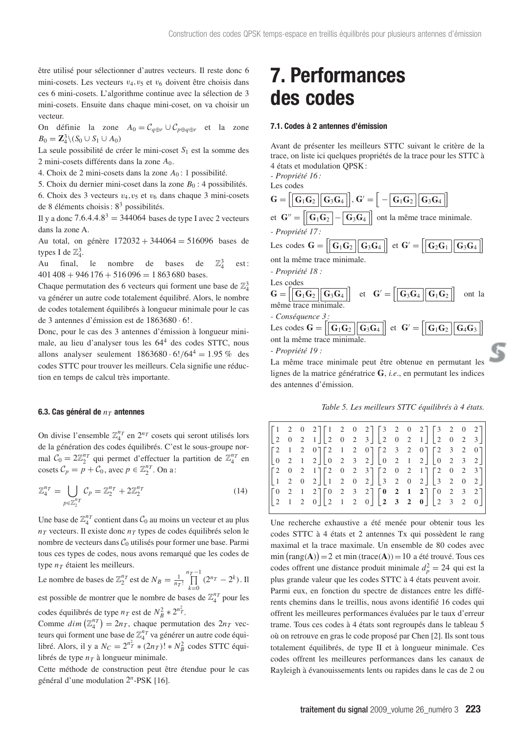être utilisé pour sélectionner d'autres vecteurs. Il reste donc 6 mini-cosets. Les vecteurs $v_4, v_5$ et $v_6$ doivent être choisis dans ces 6 mini-cosets. L'algorithme continue avec la sélection de 3 mini-cosets. Ensuite dans chaque mini-coset, on va choisir un vecteur.

On définie la zone $A_0 = \mathcal{C}_{q\oplus r} \cup \mathcal{C}_{p\oplus q\oplus r}$ et la zone $B_0 = \mathbf{Z}_4^3 \backslash (S_0 \cup S_1 \cup A_0)$

La seule possibilité de créer le mini-coset $S_1$ est la somme des 2 mini-cosets différents dans la zone $A_0$.

4. Choix de 2 mini-cosets dans la zone $A_0$ : 1 possibilité.

5. Choix du dernier mini-coset dans la zone $B_0$ : 4 possibilités.

6. Choix des 3 vecteurs $v_4, v_5$ et $v_6$ dans chaque 3 mini-cosets de 8 éléments choisis : $8^3$ possibilités.

Il y a donc $7.6.4.4.8^3 = 344064$ bases de type I avec 2 vecteurs dans la zone A.

Au total, on génère $172032 + 344064 = 516096$ bases de types I de $\mathbb{Z}_4^3$.

Au final, le nombre de bases de $\mathbb{Z}_4^3$ est : $401\,408 + 946\,176 + 516\,096 = 1\,863\,680$ bases.

Chaque permutation des 6 vecteurs qui forment une base de $\mathbb{Z}_4^3$ va générer un autre code totalement équilibré. Alors, le nombre de codes totalement équilibrés à longueur minimale pour le cas de 3 antennes d'émission est de $1863680 \cdot 6!$.

Donc, pour le cas des 3 antennes d'émission à longueur minimale, au lieu d'analyser tous les $64^4$ des codes STTC, nous allons analyser seulement $1863680 \cdot 6!/64^4 = 1.95\ \%$ des codes STTC pour trouver les meilleurs. Cela signifie une réduction en temps de calcul très importante.

### 6.3. Cas général de $n_T$ antennes

On divise l'ensemble $\mathbb{Z}_4^{n_T}$ en $2^{n_T}$ cosets qui seront utilisés lors de la génération des codes équilibrés. C'est le sous-groupe normal $\mathcal{C}_0 = 2\mathbb{Z}_2^{n_T}$ qui permet d'effectuer la partition de $\mathbb{Z}_4^{n_T}$ en cosets $\mathcal{C}_p = p + \mathcal{C}_0$, avec $p \in \mathbb{Z}_2^{n_T}$. On a :

$$\mathbb{Z}_4^{n_T} = \bigcup_{p \in \mathbb{Z}_2^{n_T}} \mathcal{C}_p = \mathbb{Z}_2^{n_T} + 2\mathbb{Z}_2^{n_T} \tag{14}$$

Une base de $\mathbb{Z}_4^{n_T}$ contient dans $\mathcal{C}_0$ au moins un vecteur et au plus $n_T$ vecteurs. Il existe donc $n_T$ types de codes équilibrés selon le nombre de vecteurs dans $\mathcal{C}_0$ utilisés pour former une base. Parmi tous ces types de codes, nous avons remarqué que les codes de type $n_T$ étaient les meilleurs.

Le nombre de bases de $\mathbb{Z}_2^{n_T}$ est de $N_B = \frac{1}{n_T!} \prod_{k=0}^{n_T-1} (2^{n_T} - 2^k)$. Il est possible de montrer que le nombre de bases de $\mathbb{Z}_4^{n_T}$ pour les codes équilibrés de type $n_T$ est de $N_B^2 * 2^{n_T^2}$.

Comme $dim\left(\mathbb{Z}_4^{n_T}\right) = 2n_T$, chaque permutation des $2n_T$ vecteurs qui forment une base de $\mathbb{Z}_4^{n_T}$ va générer un autre code équilibré. Alors, il y a $N_C = 2^{n_T^2} * (2n_T)! * N_B^2$ codes STTC équilibrés de type $n_T$ à longueur minimale.

Cette méthode de construction peut être étendue pour le cas général d'une modulation $2^n$-PSK [16].

# 7. Performances des codes

### 7.1. Codes à 2 antennes d'émission

Avant de présenter les meilleurs STTC suivant le critère de la trace, on liste ici quelques propriétés de la trace pour les STTC à 4 états et modulation QPSK :

*- Propriété 16 :*

Les codes

$\mathbf{G} = \left[\boxed{\mathbf{G}_1\mathbf{G}_2}\ \boxed{\mathbf{G}_3\mathbf{G}_4}\right]$, $\mathbf{G}' = \left[-\boxed{\mathbf{G}_1\mathbf{G}_2}\ \boxed{\mathbf{G}_3\mathbf{G}_4}\right]$

et $\mathbf{G}'' = \left[\boxed{\mathbf{G}_1\mathbf{G}_2} - \boxed{\mathbf{G}_3\mathbf{G}_4}\right]$ ont la même trace minimale.

*- Propriété 17 :*

Les codes $\mathbf{G} = \left[\boxed{\mathbf{G}_1\mathbf{G}_2}\ \boxed{\mathbf{G}_3\mathbf{G}_4}\right]$ et $\mathbf{G}' = \left[\boxed{\mathbf{G}_2\mathbf{G}_1}\ \boxed{\mathbf{G}_3\mathbf{G}_4}\right]$ ont la même trace minimale.

*- Propriété 18 :*

Les codes

$\mathbf{G} = \left[\boxed{\mathbf{G}_1\mathbf{G}_2}\ \boxed{\mathbf{G}_3\mathbf{G}_4}\right]$ et $\mathbf{G}' = \left[\boxed{\mathbf{G}_3\mathbf{G}_4}\ \boxed{\mathbf{G}_1\mathbf{G}_2}\right]$ ont la même trace minimale.

*- Conséquence 3 :*

Les codes $\mathbf{G} = \left[\boxed{\mathbf{G}_1\mathbf{G}_2}\ \boxed{\mathbf{G}_3\mathbf{G}_4}\right]$ et $\mathbf{G}' = \left[\boxed{\mathbf{G}_1\mathbf{G}_2}\ \boxed{\mathbf{G}_4\mathbf{G}_3}\right]$ ont la même trace minimale.

*- Propriété 19 :*

La même trace minimale peut être obtenue en permutant les lignes de la matrice génératrice $\mathbf{G}$, *i.e.*, en permutant les indices des antennes d'émission.

*Table 5. Les meilleurs STTC équilibrés à 4 états.*

| | | | |
|---|---|---|---|
| $\begin{bmatrix}1&2&0&2\\2&0&2&1\end{bmatrix}$ | $\begin{bmatrix}1&2&0&2\\2&0&2&3\end{bmatrix}$ | $\begin{bmatrix}3&2&0&2\\2&0&2&1\end{bmatrix}$ | $\begin{bmatrix}3&2&0&2\\2&0&2&3\end{bmatrix}$ |
| $\begin{bmatrix}2&1&2&0\\0&2&1&2\end{bmatrix}$ | $\begin{bmatrix}2&1&2&0\\0&2&3&2\end{bmatrix}$ | $\begin{bmatrix}2&3&2&0\\0&2&1&2\end{bmatrix}$ | $\begin{bmatrix}2&3&2&0\\0&2&3&2\end{bmatrix}$ |
| $\begin{bmatrix}2&0&2&1\\1&2&0&2\end{bmatrix}$ | $\begin{bmatrix}2&0&2&3\\1&2&0&2\end{bmatrix}$ | $\begin{bmatrix}2&0&2&1\\3&2&0&2\end{bmatrix}$ | $\begin{bmatrix}2&0&2&3\\3&2&0&2\end{bmatrix}$ |
| $\begin{bmatrix}0&2&1&2\\2&1&2&0\end{bmatrix}$ | $\begin{bmatrix}0&2&3&2\\2&1&2&0\end{bmatrix}$ | $\begin{bmatrix}\mathbf{0}&\mathbf{2}&\mathbf{1}&\mathbf{2}\\\mathbf{2}&\mathbf{3}&\mathbf{2}&\mathbf{0}\end{bmatrix}$ | $\begin{bmatrix}0&2&3&2\\2&3&2&0\end{bmatrix}$ |

Une recherche exhaustive a été menée pour obtenir tous les codes STTC à 4 états et 2 antennes Tx qui possèdent le rang maximal et la trace maximale. Un ensemble de 80 codes avec $\min\left(\text{rang}(\mathbf{A})\right) = 2$ et $\min\left(\text{trace}(\mathbf{A})\right) = 10$ a été trouvé. Tous ces codes offrent une distance produit minimale $d_p^2 = 24$ qui est la plus grande valeur que les codes STTC à 4 états peuvent avoir.

Parmi eux, en fonction du spectre de distances entre les différents chemins dans le treillis, nous avons identifié 16 codes qui offrent les meilleures performances évaluées par le taux d'erreur trame. Tous ces codes à 4 états sont regroupés dans le tableau 5 où on retrouve en gras le code proposé par Chen [2]. Ils sont tous totalement équilibrés, de type II et à longueur minimale. Ces codes offrent les meilleures performances dans les canaux de Rayleigh à évanouissements lents ou rapides dans le cas de 2 ou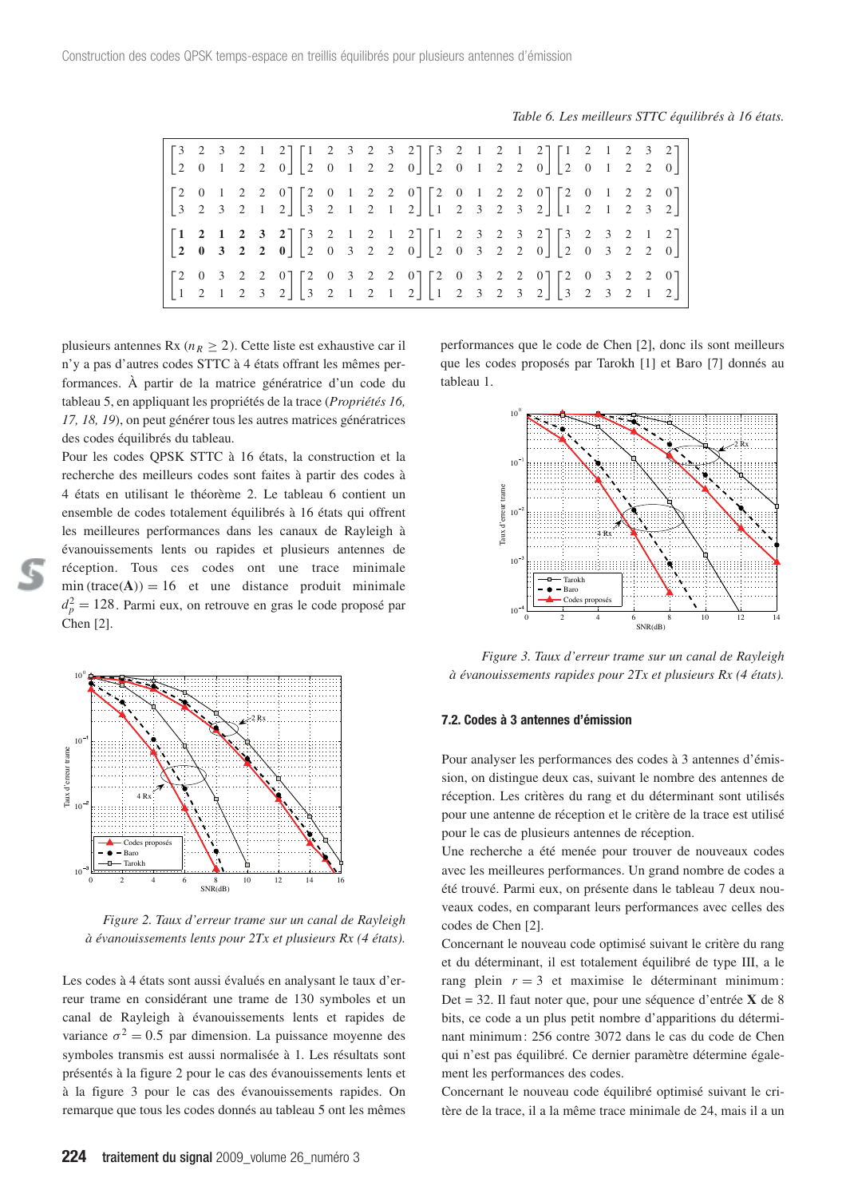Table 6. Les meilleurs STTC équilibrés à 16 états.

$$
\begin{bmatrix} 3 & 2 & 3 & 2 & 1 & 2 \\ 2 & 0 & 1 & 2 & 2 & 0 \end{bmatrix}
\begin{bmatrix} 1 & 2 & 3 & 2 & 3 & 2 \\ 2 & 0 & 1 & 2 & 2 & 0 \end{bmatrix}
\begin{bmatrix} 3 & 2 & 1 & 2 & 1 & 2 \\ 2 & 0 & 1 & 2 & 2 & 0 \end{bmatrix}
\begin{bmatrix} 1 & 2 & 1 & 2 & 3 & 2 \\ 2 & 0 & 1 & 2 & 2 & 0 \end{bmatrix}
$$

$$
\begin{bmatrix} 2 & 0 & 1 & 2 & 2 & 0 \\ 3 & 2 & 3 & 2 & 1 & 2 \end{bmatrix}
\begin{bmatrix} 2 & 0 & 1 & 2 & 2 & 0 \\ 3 & 2 & 1 & 2 & 1 & 2 \end{bmatrix}
\begin{bmatrix} 2 & 0 & 1 & 2 & 2 & 0 \\ 1 & 2 & 3 & 2 & 3 & 2 \end{bmatrix}
\begin{bmatrix} 2 & 0 & 1 & 2 & 2 & 0 \\ 1 & 2 & 1 & 2 & 3 & 2 \end{bmatrix}
$$

$$
\begin{bmatrix} \mathbf{1} & \mathbf{2} & \mathbf{1} & \mathbf{2} & \mathbf{3} & \mathbf{2} \\ \mathbf{2} & \mathbf{0} & \mathbf{3} & \mathbf{2} & \mathbf{2} & \mathbf{0} \end{bmatrix}
\begin{bmatrix} 3 & 2 & 1 & 2 & 1 & 2 \\ 2 & 0 & 3 & 2 & 2 & 0 \end{bmatrix}
\begin{bmatrix} 1 & 2 & 3 & 2 & 3 & 2 \\ 2 & 0 & 3 & 2 & 2 & 0 \end{bmatrix}
\begin{bmatrix} 3 & 2 & 3 & 2 & 1 & 2 \\ 2 & 0 & 3 & 2 & 2 & 0 \end{bmatrix}
$$

$$
\begin{bmatrix} 2 & 0 & 3 & 2 & 2 & 0 \\ 1 & 2 & 1 & 2 & 3 & 2 \end{bmatrix}
\begin{bmatrix} 2 & 0 & 3 & 2 & 2 & 0 \\ 3 & 2 & 1 & 2 & 1 & 2 \end{bmatrix}
\begin{bmatrix} 2 & 0 & 3 & 2 & 2 & 0 \\ 1 & 2 & 3 & 2 & 3 & 2 \end{bmatrix}
\begin{bmatrix} 2 & 0 & 3 & 2 & 2 & 0 \\ 3 & 2 & 3 & 2 & 1 & 2 \end{bmatrix}
$$

plusieurs antennes Rx ($n_R \geq 2$). Cette liste est exhaustive car il n'y a pas d'autres codes STTC à 4 états offrant les mêmes performances. À partir de la matrice génératrice d'un code du tableau 5, en appliquant les propriétés de la trace (*Propriétés 16, 17, 18, 19*), on peut générer tous les autres matrices génératrices des codes équilibrés du tableau.

Pour les codes QPSK STTC à 16 états, la construction et la recherche des meilleurs codes sont faites à partir des codes à 4 états en utilisant le théorème 2. Le tableau 6 contient un ensemble de codes totalement équilibrés à 16 états qui offrent les meilleures performances dans les canaux de Rayleigh à évanouissements lents ou rapides et plusieurs antennes de réception. Tous ces codes ont une trace minimale $\min(\text{trace}(\mathbf{A})) = 16$ et une distance produit minimale $d_p^2 = 128$. Parmi eux, on retrouve en gras le code proposé par Chen [2].

Figure 2. Taux d'erreur trame sur un canal de Rayleigh à évanouissements lents pour 2Tx et plusieurs Rx (4 états).

Les codes à 4 états sont aussi évalués en analysant le taux d'erreur trame en considérant une trame de 130 symboles et un canal de Rayleigh à évanouissements lents et rapides de variance $\sigma^2 = 0.5$ par dimension. La puissance moyenne des symboles transmis est aussi normalisée à 1. Les résultats sont présentés à la figure 2 pour le cas des évanouissements lents et à la figure 3 pour le cas des évanouissements rapides. On remarque que tous les codes donnés au tableau 5 ont les mêmes performances que le code de Chen [2], donc ils sont meilleurs que les codes proposés par Tarokh [1] et Baro [7] donnés au tableau 1.

Figure 3. Taux d'erreur trame sur un canal de Rayleigh à évanouissements rapides pour 2Tx et plusieurs Rx (4 états).

### 7.2. Codes à 3 antennes d'émission

Pour analyser les performances des codes à 3 antennes d'émission, on distingue deux cas, suivant le nombre des antennes de réception. Les critères du rang et du déterminant sont utilisés pour une antenne de réception et le critère de la trace est utilisé pour le cas de plusieurs antennes de réception.

Une recherche a été menée pour trouver de nouveaux codes avec les meilleures performances. Un grand nombre de codes a été trouvé. Parmi eux, on présente dans le tableau 7 deux nouveaux codes, en comparant leurs performances avec celles des codes de Chen [2].

Concernant le nouveau code optimisé suivant le critère du rang et du déterminant, il est totalement équilibré de type III, a le rang plein $r = 3$ et maximise le déterminant minimum : Det = 32. Il faut noter que, pour une séquence d'entrée $\mathbf{X}$ de 8 bits, ce code a un plus petit nombre d'apparitions du déterminant minimum : 256 contre 3072 dans le cas du code de Chen qui n'est pas équilibré. Ce dernier paramètre détermine également les performances des codes.

Concernant le nouveau code équilibré optimisé suivant le critère de la trace, il a la même trace minimale de 24, mais il a un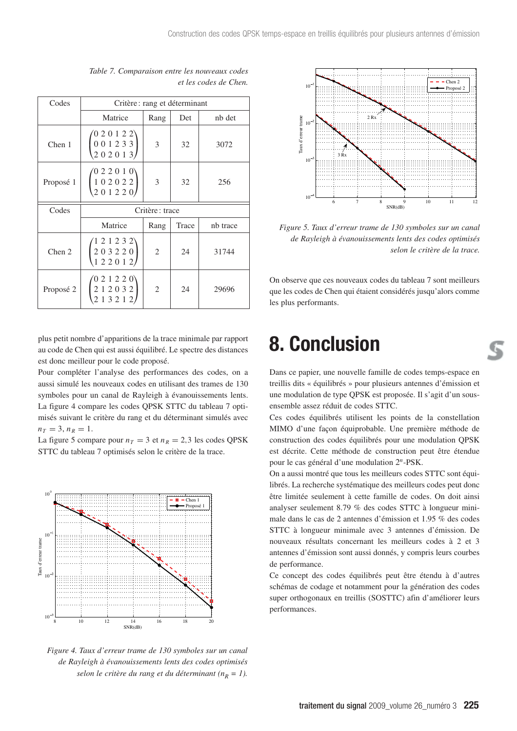*Table 7. Comparaison entre les nouveaux codes et les codes de Chen.*

| Codes | Critère : rang et déterminant | | | |
|---|---|---|---|---|
| | Matrice | Rang | Det | nb det |
| Chen 1 | $\begin{pmatrix} 0 & 2 & 0 & 1 & 2 & 2 \\ 0 & 0 & 1 & 2 & 3 & 3 \\ 2 & 0 & 2 & 0 & 1 & 3 \end{pmatrix}$ | 3 | 32 | 3072 |
| Proposé 1 | $\begin{pmatrix} 0 & 2 & 2 & 0 & 1 & 0 \\ 1 & 0 & 2 & 0 & 2 & 2 \\ 2 & 0 & 1 & 2 & 2 & 0 \end{pmatrix}$ | 3 | 32 | 256 |
| Codes | Critère : trace | | | |
| | Matrice | Rang | Trace | nb trace |
| Chen 2 | $\begin{pmatrix} 1 & 2 & 1 & 2 & 3 & 2 \\ 2 & 0 & 3 & 2 & 2 & 0 \\ 1 & 2 & 2 & 0 & 1 & 2 \end{pmatrix}$ | 2 | 24 | 31744 |
| Proposé 2 | $\begin{pmatrix} 0 & 2 & 1 & 2 & 2 & 0 \\ 2 & 1 & 2 & 0 & 3 & 2 \\ 2 & 1 & 3 & 2 & 1 & 2 \end{pmatrix}$ | 2 | 24 | 29696 |

plus petit nombre d'apparitions de la trace minimale par rapport au code de Chen qui est aussi équilibré. Le spectre des distances est donc meilleur pour le code proposé.

Pour compléter l'analyse des performances des codes, on a aussi simulé les nouveaux codes en utilisant des trames de 130 symboles pour un canal de Rayleigh à évanouissements lents. La figure 4 compare les codes QPSK STTC du tableau 7 optimisés suivant le critère du rang et du déterminant simulés avec $n_T = 3$, $n_R = 1$.

La figure 5 compare pour $n_T = 3$ et $n_R = 2{,}3$ les codes QPSK STTC du tableau 7 optimisés selon le critère de la trace.

*Figure 4. Taux d'erreur trame de 130 symboles sur un canal de Rayleigh à évanouissements lents des codes optimisés selon le critère du rang et du déterminant ($n_R = 1$).*

*Figure 5. Taux d'erreur trame de 130 symboles sur un canal de Rayleigh à évanouissements lents des codes optimisés selon le critère de la trace.*

On observe que ces nouveaux codes du tableau 7 sont meilleurs que les codes de Chen qui étaient considérés jusqu'alors comme les plus performants.

# 8. Conclusion

Dans ce papier, une nouvelle famille de codes temps-espace en treillis dits « équilibrés » pour plusieurs antennes d'émission et une modulation de type QPSK est proposée. Il s'agit d'un sous-ensemble assez réduit de codes STTC.

Ces codes équilibrés utilisent les points de la constellation MIMO d'une façon équiprobable. Une première méthode de construction des codes équilibrés pour une modulation QPSK est décrite. Cette méthode de construction peut être étendue pour le cas général d'une modulation $2^n$-PSK.

On a aussi montré que tous les meilleurs codes STTC sont équilibrés. La recherche systématique des meilleurs codes peut donc être limitée seulement à cette famille de codes. On doit ainsi analyser seulement 8.79 % des codes STTC à longueur minimale dans le cas de 2 antennes d'émission et 1.95 % des codes STTC à longueur minimale avec 3 antennes d'émission. De nouveaux résultats concernant les meilleurs codes à 2 et 3 antennes d'émission sont aussi donnés, y compris leurs courbes de performance.

Ce concept des codes équilibrés peut être étendu à d'autres schémas de codage et notamment pour la génération des codes super orthogonaux en treillis (SOSTTC) afin d'améliorer leurs performances.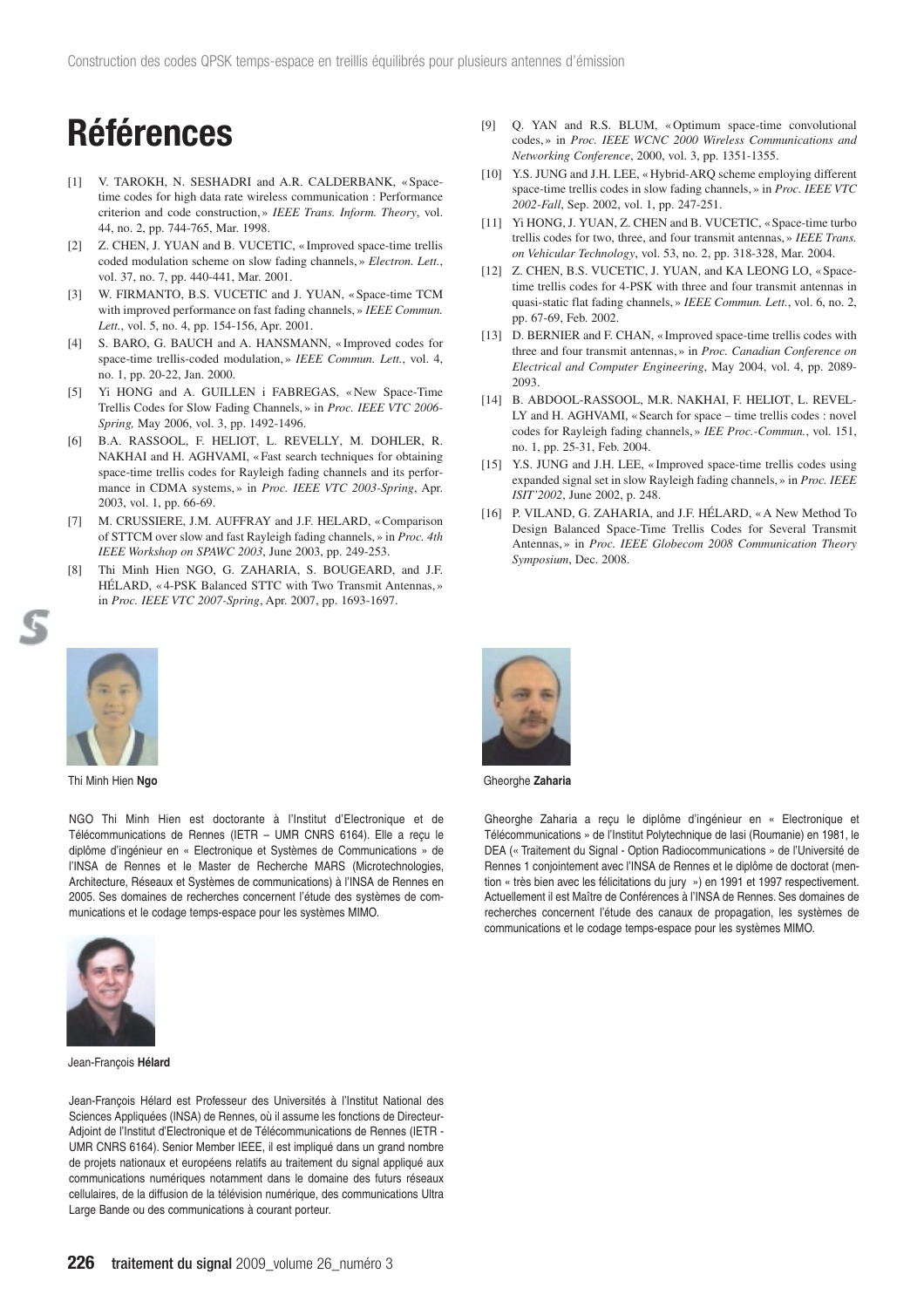# Références

[1] V. TAROKH, N. SESHADRI and A.R. CALDERBANK, « Space-time codes for high data rate wireless communication : Performance criterion and code construction, » *IEEE Trans. Inform. Theory*, vol. 44, no. 2, pp. 744-765, Mar. 1998.

[2] Z. CHEN, J. YUAN and B. VUCETIC, « Improved space-time trellis coded modulation scheme on slow fading channels, » *Electron. Lett.*, vol. 37, no. 7, pp. 440-441, Mar. 2001.

[3] W. FIRMANTO, B.S. VUCETIC and J. YUAN, « Space-time TCM with improved performance on fast fading channels, » *IEEE Commun. Lett.*, vol. 5, no. 4, pp. 154-156, Apr. 2001.

[4] S. BARO, G. BAUCH and A. HANSMANN, « Improved codes for space-time trellis-coded modulation, » *IEEE Commun. Lett.*, vol. 4, no. 1, pp. 20-22, Jan. 2000.

[5] Yi HONG and A. GUILLEN i FABREGAS, « New Space-Time Trellis Codes for Slow Fading Channels, » in *Proc. IEEE VTC 2006-Spring,* May 2006, vol. 3, pp. 1492-1496.

[6] B.A. RASSOOL, F. HELIOT, L. REVELLY, M. DOHLER, R. NAKHAI and H. AGHVAMI, « Fast search techniques for obtaining space-time trellis codes for Rayleigh fading channels and its performance in CDMA systems, » in *Proc. IEEE VTC 2003-Spring*, Apr. 2003, vol. 1, pp. 66-69.

[7] M. CRUSSIERE, J.M. AUFFRAY and J.F. HELARD, « Comparison of STTCM over slow and fast Rayleigh fading channels, » in *Proc. 4th IEEE Workshop on SPAWC 2003*, June 2003, pp. 249-253.

[8] Thi Minh Hien NGO, G. ZAHARIA, S. BOUGEARD, and J.F. HÉLARD, « 4-PSK Balanced STTC with Two Transmit Antennas, » in *Proc. IEEE VTC 2007-Spring*, Apr. 2007, pp. 1693-1697.

[9] Q. YAN and R.S. BLUM, « Optimum space-time convolutional codes, » in *Proc. IEEE WCNC 2000 Wireless Communications and Networking Conference*, 2000, vol. 3, pp. 1351-1355.

[10] Y.S. JUNG and J.H. LEE, « Hybrid-ARQ scheme employing different space-time trellis codes in slow fading channels, » in *Proc. IEEE VTC 2002-Fall*, Sep. 2002, vol. 1, pp. 247-251.

[11] Yi HONG, J. YUAN, Z. CHEN and B. VUCETIC, « Space-time turbo trellis codes for two, three, and four transmit antennas, » *IEEE Trans. on Vehicular Technology*, vol. 53, no. 2, pp. 318-328, Mar. 2004.

[12] Z. CHEN, B.S. VUCETIC, J. YUAN, and KA LEONG LO, « Space-time trellis codes for 4-PSK with three and four transmit antennas in quasi-static flat fading channels, » *IEEE Commun. Lett.*, vol. 6, no. 2, pp. 67-69, Feb. 2002.

[13] D. BERNIER and F. CHAN, « Improved space-time trellis codes with three and four transmit antennas, » in *Proc. Canadian Conference on Electrical and Computer Engineering*, May 2004, vol. 4, pp. 2089-2093.

[14] B. ABDOOL-RASSOOL, M.R. NAKHAI, F. HELIOT, L. REVELLY and H. AGHVAMI, « Search for space – time trellis codes : novel codes for Rayleigh fading channels, » *IEE Proc.-Commun.*, vol. 151, no. 1, pp. 25-31, Feb. 2004.

[15] Y.S. JUNG and J.H. LEE, « Improved space-time trellis codes using expanded signal set in slow Rayleigh fading channels, » in *Proc. IEEE ISIT'2002*, June 2002, p. 248.

[16] P. VILAND, G. ZAHARIA, and J.F. HÉLARD, « A New Method To Design Balanced Space-Time Trellis Codes for Several Transmit Antennas, » in *Proc. IEEE Globecom 2008 Communication Theory Symposium*, Dec. 2008.

Thi Minh Hien **Ngo**

NGO Thi Minh Hien est doctorante à l'Institut d'Electronique et de Télécommunications de Rennes (IETR – UMR CNRS 6164). Elle a reçu le diplôme d'ingénieur en « Electronique et Systèmes de Communications » de l'INSA de Rennes et le Master de Recherche MARS (Microtechnologies, Architecture, Réseaux et Systèmes de communications) à l'INSA de Rennes en 2005. Ses domaines de recherches concernent l'étude des systèmes de communications et le codage temps-espace pour les systèmes MIMO.

Jean-François **Hélard**

Jean-François Hélard est Professeur des Universités à l'Institut National des Sciences Appliquées (INSA) de Rennes, où il assume les fonctions de Directeur-Adjoint de l'Institut d'Electronique et de Télécommunications de Rennes (IETR - UMR CNRS 6164). Senior Member IEEE, il est impliqué dans un grand nombre de projets nationaux et européens relatifs au traitement du signal appliqué aux communications numériques notamment dans le domaine des futurs réseaux cellulaires, de la diffusion de la télévision numérique, des communications Ultra Large Bande ou des communications à courant porteur.

Gheorghe **Zaharia**

Gheorghe Zaharia a reçu le diplôme d'ingénieur en « Electronique et Télécommunications » de l'Institut Polytechnique de Iasi (Roumanie) en 1981, le DEA (« Traitement du Signal - Option Radiocommunications » de l'Université de Rennes 1 conjointement avec l'INSA de Rennes et le diplôme de doctorat (mention « très bien avec les félicitations du jury ») en 1991 et 1997 respectivement. Actuellement il est Maître de Conférences à l'INSA de Rennes. Ses domaines de recherches concernent l'étude des canaux de propagation, les systèmes de communications et le codage temps-espace pour les systèmes MIMO.